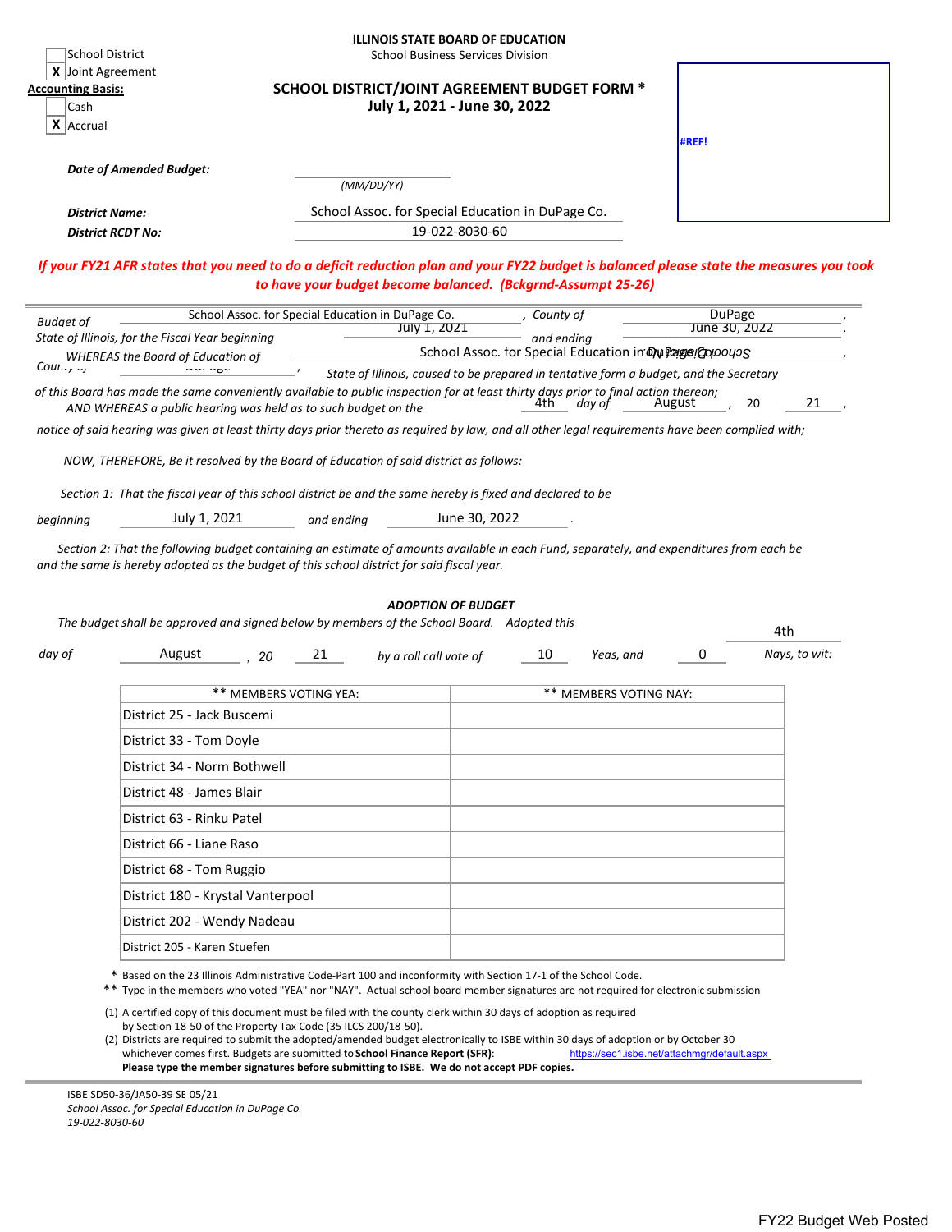☐ School District
☒ Joint Agreement

**Accounting Basis:**

☐ Cash
☒ Accrual

**ILLINOIS STATE BOARD OF EDUCATION**
School Business Services Division

**SCHOOL DISTRICT/JOINT AGREEMENT BUDGET FORM ***
**July 1, 2021 - June 30, 2022**

**#REF!**

***Date of Amended Budget:*** ____________ (MM/DD/YY)

***District Name:*** School Assoc. for Special Education in DuPage Co.

***District RCDT No:*** 19-022-8030-60

***If your FY21 AFR states that you need to do a deficit reduction plan and your FY22 budget is balanced please state the measures you took to have your budget become balanced. (Bckgrnd-Assumpt 25-26)***

*Budget of* School Assoc. for Special Education in DuPage Co. *, County of* DuPage *,*
*State of Illinois, for the Fiscal Year beginning* July 1, 2021 *and ending* June 30, 2022 *.*

*WHEREAS the Board of Education of* School Assoc. for Special Education in DuPage Co. *,*
*County of* DuPage *, State of Illinois, caused to be prepared in tentative form a budget, and the Secretary of this Board has made the same conveniently available to public inspection for at least thirty days prior to final action thereon;*

*AND WHEREAS a public hearing was held as to such budget on the* 4th *day of* August *, 20* 21 *,*
*notice of said hearing was given at least thirty days prior thereto as required by law, and all other legal requirements have been complied with;*

*NOW, THEREFORE, Be it resolved by the Board of Education of said district as follows:*

*Section 1: That the fiscal year of this school district be and the same hereby is fixed and declared to be*
*beginning* July 1, 2021 *and ending* June 30, 2022 *.*

*Section 2: That the following budget containing an estimate of amounts available in each Fund, separately, and expenditures from each be and the same is hereby adopted as the budget of this school district for said fiscal year.*

***ADOPTION OF BUDGET***

*The budget shall be approved and signed below by members of the School Board. Adopted this* 4th *day of* August *, 20* 21 *by a roll call vote of* 10 *Yeas, and* 0 *Nays, to wit:*

| ** MEMBERS VOTING YEA: | ** MEMBERS VOTING NAY: |
|---|---|
| District 25 - Jack Buscemi | |
| District 33 - Tom Doyle | |
| District 34 - Norm Bothwell | |
| District 48 - James Blair | |
| District 63 - Rinku Patel | |
| District 66 - Liane Raso | |
| District 68 - Tom Ruggio | |
| District 180 - Krystal Vanterpool | |
| District 202 - Wendy Nadeau | |
| District 205 - Karen Stuefen | |

\* Based on the 23 Illinois Administrative Code-Part 100 and inconformity with Section 17-1 of the School Code.
** Type in the members who voted "YEA" nor "NAY". Actual school board member signatures are not required for electronic submission

(1) A certified copy of this document must be filed with the county clerk within 30 days of adoption as required by Section 18-50 of the Property Tax Code (35 ILCS 200/18-50).
(2) Districts are required to submit the adopted/amended budget electronically to ISBE within 30 days of adoption or by October 30 whichever comes first. Budgets are submitted to **School Finance Report (SFR)**: https://sec1.isbe.net/attachmgr/default.aspx
**Please type the member signatures before submitting to ISBE. We do not accept PDF copies.**

ISBE SD50-36/JA50-39 SE 05/21
*School Assoc. for Special Education in DuPage Co.*
*19-022-8030-60*

FY22 Budget Web Posted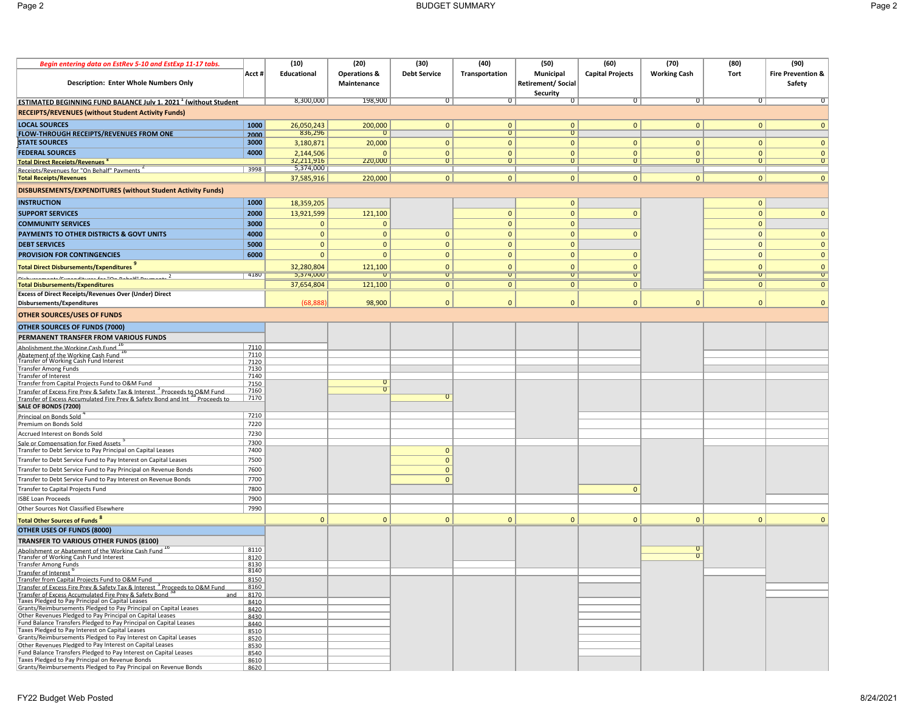# BUDGET SUMMARY

| *Begin entering data on EstRev 5-10 and EstExp 11-17 tabs.* Description: Enter Whole Numbers Only | Acct # | (10) Educational | (20) Operations & Maintenance | (30) Debt Service | (40) Transportation | (50) Municipal Retirement/ Social Security | (60) Capital Projects | (70) Working Cash | (80) Tort | (90) Fire Prevention & Safety |
|---|---|---|---|---|---|---|---|---|---|---|
| ESTIMATED BEGINNING FUND BALANCE July 1, 2021 [1] (without Student | | 8,300,000 | 198,900 | 0 | 0 | 0 | 0 | 0 | 0 | 0 |
| **RECEIPTS/REVENUES (without Student Activity Funds)** | | | | | | | | | | |
| **LOCAL SOURCES** | **1000** | 26,050,243 | 200,000 | 0 | 0 | 0 | 0 | 0 | 0 | 0 |
| **FLOW-THROUGH RECEIPTS/REVENUES FROM ONE** | **2000** | 836,296 | 0 | | 0 | 0 | | | | |
| **STATE SOURCES** | **3000** | 3,180,871 | 20,000 | 0 | 0 | 0 | 0 | 0 | 0 | 0 |
| **FEDERAL SOURCES** | **4000** | 2,144,506 | 0 | 0 | 0 | 0 | 0 | 0 | 0 | 0 |
| **Total Direct Receipts/Revenues** [8] | | 32,211,916 | 220,000 | 0 | 0 | 0 | 0 | 0 | 0 | 0 |
| Receipts/Revenues for "On Behalf" Payments [2] | 3998 | 5,374,000 | | | | | | | | |
| **Total Receipts/Revenues** | | 37,585,916 | 220,000 | 0 | 0 | 0 | 0 | 0 | 0 | 0 |
| **DISBURSEMENTS/EXPENDITURES (without Student Activity Funds)** | | | | | | | | | | |
| **INSTRUCTION** | **1000** | 18,359,205 | | | | 0 | | | 0 | |
| **SUPPORT SERVICES** | **2000** | 13,921,599 | 121,100 | | 0 | 0 | 0 | | 0 | 0 |
| **COMMUNITY SERVICES** | **3000** | 0 | 0 | | 0 | 0 | | | 0 | |
| **PAYMENTS TO OTHER DISTRICTS & GOVT UNITS** | **4000** | 0 | 0 | 0 | 0 | 0 | 0 | | 0 | 0 |
| **DEBT SERVICES** | **5000** | 0 | 0 | 0 | 0 | 0 | | | 0 | 0 |
| **PROVISION FOR CONTINGENCIES** | **6000** | 0 | 0 | 0 | 0 | 0 | 0 | | 0 | 0 |
| **Total Direct Disbursements/Expenditures** [9] | | 32,280,804 | 121,100 | 0 | 0 | 0 | 0 | | 0 | 0 |
| Disbursements/Expenditures for "On Behalf" Payments [2] | 4180 | 5,374,000 | 0 | 0 | 0 | 0 | 0 | | 0 | 0 |
| **Total Disbursements/Expenditures** | | 37,654,804 | 121,100 | 0 | 0 | 0 | 0 | | 0 | 0 |
| **Excess of Direct Receipts/Revenues Over (Under) Direct Disbursements/Expenditures** | | (68,888) | 98,900 | 0 | 0 | 0 | 0 | 0 | 0 | 0 |
| **OTHER SOURCES/USES OF FUNDS** | | | | | | | | | | |
| **OTHER SOURCES OF FUNDS (7000)** | | | | | | | | | | |
| **PERMANENT TRANSFER FROM VARIOUS FUNDS** | | | | | | | | | | |
| Abolishment the Working Cash Fund [16] | 7110 | | | | | | | | | |
| Abatement of the Working Cash Fund [16] | 7110 | | | | | | | | | |
| Transfer of Working Cash Fund Interest | 7120 | | | | | | | | | |
| Transfer Among Funds | 7130 | | | | | | | | | |
| Transfer of Interest | 7140 | | | | | | | | | |
| Transfer from Capital Projects Fund to O&M Fund | 7150 | | 0 | | | | | | | |
| Transfer of Excess Fire Prev & Safety Tax & Interest [3] Proceeds to O&M Fund | 7160 | | 0 | | | | | | | |
| Transfer of Excess Accumulated Fire Prev & Safety Bond and Int [3a] Proceeds to | 7170 | | | 0 | | | | | | |
| **SALE OF BONDS (7200)** | | | | | | | | | | |
| Principal on Bonds Sold [4] | 7210 | | | | | | | | | |
| Premium on Bonds Sold | 7220 | | | | | | | | | |
| Accrued Interest on Bonds Sold | 7230 | | | | | | | | | |
| Sale or Compensation for Fixed Assets [5] | 7300 | | | | | | | | | |
| Transfer to Debt Service to Pay Principal on Capital Leases | 7400 | | | 0 | | | | | | |
| Transfer to Debt Service Fund to Pay Interest on Capital Leases | 7500 | | | 0 | | | | | | |
| Transfer to Debt Service Fund to Pay Principal on Revenue Bonds | 7600 | | | 0 | | | | | | |
| Transfer to Debt Service Fund to Pay Interest on Revenue Bonds | 7700 | | | 0 | | | | | | |
| Transfer to Capital Projects Fund | 7800 | | | | | | 0 | | | |
| ISBE Loan Proceeds | 7900 | | | | | | | | | |
| Other Sources Not Classified Elsewhere | 7990 | | | | | | | | | |
| **Total Other Sources of Funds** [8] | | 0 | 0 | 0 | 0 | 0 | 0 | 0 | 0 | 0 |
| **OTHER USES OF FUNDS (8000)** | | | | | | | | | | |
| **TRANSFER TO VARIOUS OTHER FUNDS (8100)** | | | | | | | | | | |
| Abolishment or Abatement of the Working Cash Fund [16] | 8110 | | | | | | | 0 | | |
| Transfer of Working Cash Fund Interest | 8120 | | | | | | | 0 | | |
| Transfer Among Funds | 8130 | | | | | | | | | |
| Transfer of Interest [6] | 8140 | | | | | | | | | |
| Transfer from Capital Projects Fund to O&M Fund | 8150 | | | | | | | | | |
| Transfer of Excess Fire Prev & Safety Tax & Interest [3] Proceeds to O&M Fund | 8160 | | | | | | | | | |
| Transfer of Excess Accumulated Fire Prev & Safety Bond [3a] and | 8170 | | | | | | | | | |
| Taxes Pledged to Pay Principal on Capital Leases | 8410 | | | | | | | | | |
| Grants/Reimbursements Pledged to Pay Principal on Capital Leases | 8420 | | | | | | | | | |
| Other Revenues Pledged to Pay Principal on Capital Leases | 8430 | | | | | | | | | |
| Fund Balance Transfers Pledged to Pay Principal on Capital Leases | 8440 | | | | | | | | | |
| Taxes Pledged to Pay Interest on Capital Leases | 8510 | | | | | | | | | |
| Grants/Reimbursements Pledged to Pay Interest on Capital Leases | 8520 | | | | | | | | | |
| Other Revenues Pledged to Pay Interest on Capital Leases | 8530 | | | | | | | | | |
| Fund Balance Transfers Pledged to Pay Interest on Capital Leases | 8540 | | | | | | | | | |
| Taxes Pledged to Pay Principal on Revenue Bonds | 8610 | | | | | | | | | |
| Grants/Reimbursements Pledged to Pay Principal on Revenue Bonds | 8620 | | | | | | | | | |

FY22 Budget Web Posted 8/24/2021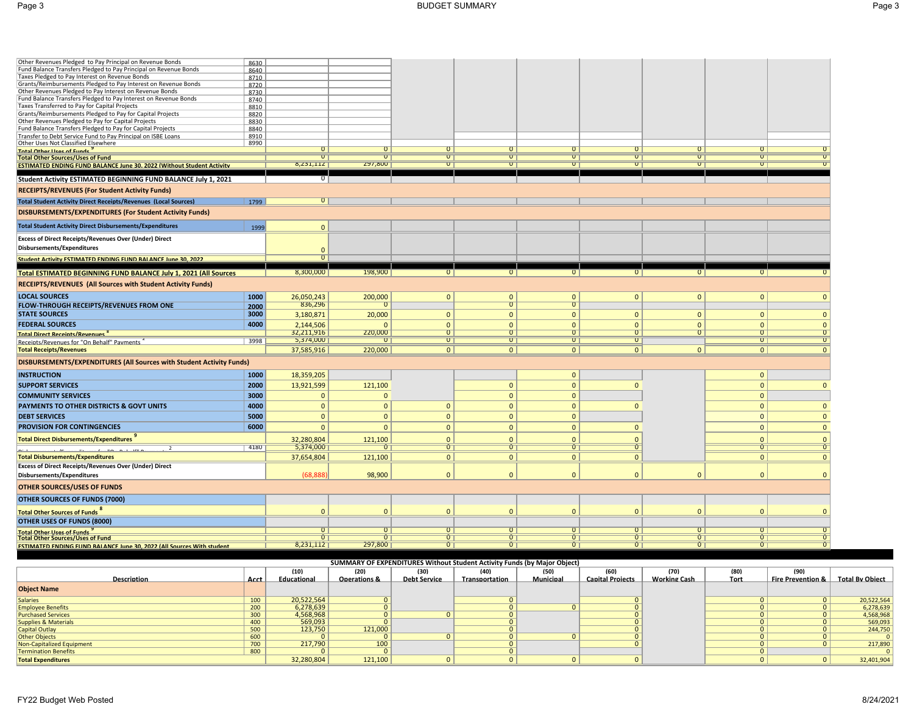# BUDGET SUMMARY

| Description | Acct | (10) Educational | (20) Operations & | (30) Debt Service | (40) Transportation | (50) Municipal | (60) Capital Projects | (70) Working Cash | (80) Tort | (90) Fire Prevention & |
|---|---|---|---|---|---|---|---|---|---|---|
| Other Revenues Pledged to Pay Principal on Revenue Bonds | 8630 | | | | | | | | | |
| Fund Balance Transfers Pledged to Pay Principal on Revenue Bonds | 8640 | | | | | | | | | |
| Taxes Pledged to Pay Interest on Revenue Bonds | 8710 | | | | | | | | | |
| Grants/Reimbursements Pledged to Pay Interest on Revenue Bonds | 8720 | | | | | | | | | |
| Other Revenues Pledged to Pay Interest on Revenue Bonds | 8730 | | | | | | | | | |
| Fund Balance Transfers Pledged to Pay Interest on Revenue Bonds | 8740 | | | | | | | | | |
| Taxes Transferred to Pay for Capital Projects | 8810 | | | | | | | | | |
| Grants/Reimbursements Pledged to Pay for Capital Projects | 8820 | | | | | | | | | |
| Other Revenues Pledged to Pay for Capital Projects | 8830 | | | | | | | | | |
| Fund Balance Transfers Pledged to Pay for Capital Projects | 8840 | | | | | | | | | |
| Transfer to Debt Service Fund to Pay Principal on ISBE Loans | 8910 | | | | | | | | | |
| Other Uses Not Classified Elsewhere | 8990 | | | | | | | | | |
| Total Other Uses of Funds [9] | | 0 | 0 | 0 | 0 | 0 | 0 | 0 | 0 | 0 |
| Total Other Sources/Uses of Fund | | 0 | 0 | 0 | 0 | 0 | 0 | 0 | 0 | 0 |
| ESTIMATED ENDING FUND BALANCE June 30, 2022 (Without Student Activity | | 8,231,112 | 297,800 | 0 | 0 | 0 | 0 | 0 | 0 | 0 |
| **Student Activity ESTIMATED BEGINNING FUND BALANCE July 1, 2021** | | 0 | | | | | | | | |
| **RECEIPTS/REVENUES (For Student Activity Funds)** | | | | | | | | | | |
| **Total Student Activity Direct Receipts/Revenues (Local Sources)** | 1799 | 0 | | | | | | | | |
| **DISBURSEMENTS/EXPENDITURES (For Student Activity Funds)** | | | | | | | | | | |
| **Total Student Activity Direct Disbursements/Expenditures** | 1999 | 0 | | | | | | | | |
| **Excess of Direct Receipts/Revenues Over (Under) Direct Disbursements/Expenditures** | | 0 | | | | | | | | |
| **Student Activity ESTIMATED ENDING FUND BALANCE June 30, 2022** | | 0 | | | | | | | | |
| **Total ESTIMATED BEGINNING FUND BALANCE July 1, 2021 (All Sources** | | 8,300,000 | 198,900 | 0 | 0 | 0 | 0 | 0 | 0 | 0 |
| **RECEIPTS/REVENUES (All Sources with Student Activity Funds)** | | | | | | | | | | |
| **LOCAL SOURCES** | 1000 | 26,050,243 | 200,000 | 0 | 0 | 0 | 0 | 0 | 0 | 0 |
| **FLOW-THROUGH RECEIPTS/REVENUES FROM ONE** | 2000 | 836,296 | 0 | | 0 | 0 | | | | |
| **STATE SOURCES** | 3000 | 3,180,871 | 20,000 | 0 | 0 | 0 | 0 | 0 | 0 | 0 |
| **FEDERAL SOURCES** | 4000 | 2,144,506 | 0 | 0 | 0 | 0 | 0 | 0 | 0 | 0 |
| **Total Direct Receipts/Revenues** [8] | | 32,211,916 | 220,000 | 0 | 0 | 0 | 0 | 0 | 0 | 0 |
| Receipts/Revenues for "On Behalf" Payments [2] | 3998 | 5,374,000 | 0 | 0 | 0 | 0 | 0 | | 0 | 0 |
| **Total Receipts/Revenues** | | 37,585,916 | 220,000 | 0 | 0 | 0 | 0 | 0 | 0 | 0 |
| **DISBURSEMENTS/EXPENDITURES (All Sources with Student Activity Funds)** | | | | | | | | | | |
| **INSTRUCTION** | 1000 | 18,359,205 | | | | 0 | | | 0 | |
| **SUPPORT SERVICES** | 2000 | 13,921,599 | 121,100 | | 0 | 0 | 0 | | 0 | 0 |
| **COMMUNITY SERVICES** | 3000 | 0 | 0 | | 0 | 0 | | | 0 | |
| **PAYMENTS TO OTHER DISTRICTS & GOVT UNITS** | 4000 | 0 | 0 | 0 | 0 | 0 | 0 | | 0 | 0 |
| **DEBT SERVICES** | 5000 | 0 | 0 | 0 | 0 | 0 | | | 0 | 0 |
| **PROVISION FOR CONTINGENCIES** | 6000 | 0 | 0 | 0 | 0 | 0 | 0 | | 0 | 0 |
| **Total Direct Disbursements/Expenditures** [9] | | 32,280,804 | 121,100 | 0 | 0 | 0 | 0 | | 0 | 0 |
| Disbursements/Expenditures for "On Behalf" Payments [2] | 4180 | 5,374,000 | 0 | 0 | 0 | 0 | 0 | | 0 | 0 |
| **Total Disbursements/Expenditures** | | 37,654,804 | 121,100 | 0 | 0 | 0 | 0 | | 0 | 0 |
| **Excess of Direct Receipts/Revenues Over (Under) Direct Disbursements/Expenditures** | | (68,888) | 98,900 | 0 | 0 | 0 | 0 | 0 | 0 | 0 |
| **OTHER SOURCES/USES OF FUNDS** | | | | | | | | | | |
| **OTHER SOURCES OF FUNDS (7000)** | | | | | | | | | | |
| **Total Other Sources of Funds** [8] | | 0 | 0 | 0 | 0 | 0 | 0 | 0 | 0 | 0 |
| **OTHER USES OF FUNDS (8000)** | | | | | | | | | | |
| **Total Other Uses of Funds** [9] | | 0 | 0 | 0 | 0 | 0 | 0 | 0 | 0 | 0 |
| **Total Other Sources/Uses of Fund** | | 0 | 0 | 0 | 0 | 0 | 0 | 0 | 0 | 0 |
| **ESTIMATED ENDING FUND BALANCE June 30, 2022 (All Sources With student** | | 8,231,112 | 297,800 | 0 | 0 | 0 | 0 | 0 | 0 | 0 |

## SUMMARY OF EXPENDITURES Without Student Activity Funds (by Major Object)

| Description | Acct | (10) Educational | (20) Operations & | (30) Debt Service | (40) Transportation | (50) Municipal | (60) Capital Projects | (70) Working Cash | (80) Tort | (90) Fire Prevention & | Total By Object |
|---|---|---|---|---|---|---|---|---|---|---|---|
| **Object Name** | | | | | | | | | | | |
| Salaries | 100 | 20,522,564 | 0 | | 0 | | 0 | | 0 | 0 | 20,522,564 |
| Employee Benefits | 200 | 6,278,639 | 0 | | 0 | 0 | 0 | | 0 | 0 | 6,278,639 |
| Purchased Services | 300 | 4,568,968 | 0 | 0 | 0 | | 0 | | 0 | 0 | 4,568,968 |
| Supplies & Materials | 400 | 569,093 | 0 | | 0 | | 0 | | 0 | 0 | 569,093 |
| Capital Outlay | 500 | 123,750 | 121,000 | | 0 | | 0 | | 0 | 0 | 244,750 |
| Other Objects | 600 | 0 | 0 | 0 | 0 | 0 | 0 | | 0 | 0 | 0 |
| Non-Capitalized Equipment | 700 | 217,790 | 100 | | 0 | | 0 | | 0 | 0 | 217,890 |
| Termination Benefits | 800 | 0 | 0 | | 0 | | | | 0 | | 0 |
| **Total Expenditures** | | 32,280,804 | 121,100 | 0 | 0 | 0 | 0 | | 0 | 0 | 32,401,904 |

FY22 Budget Web Posted — 8/24/2021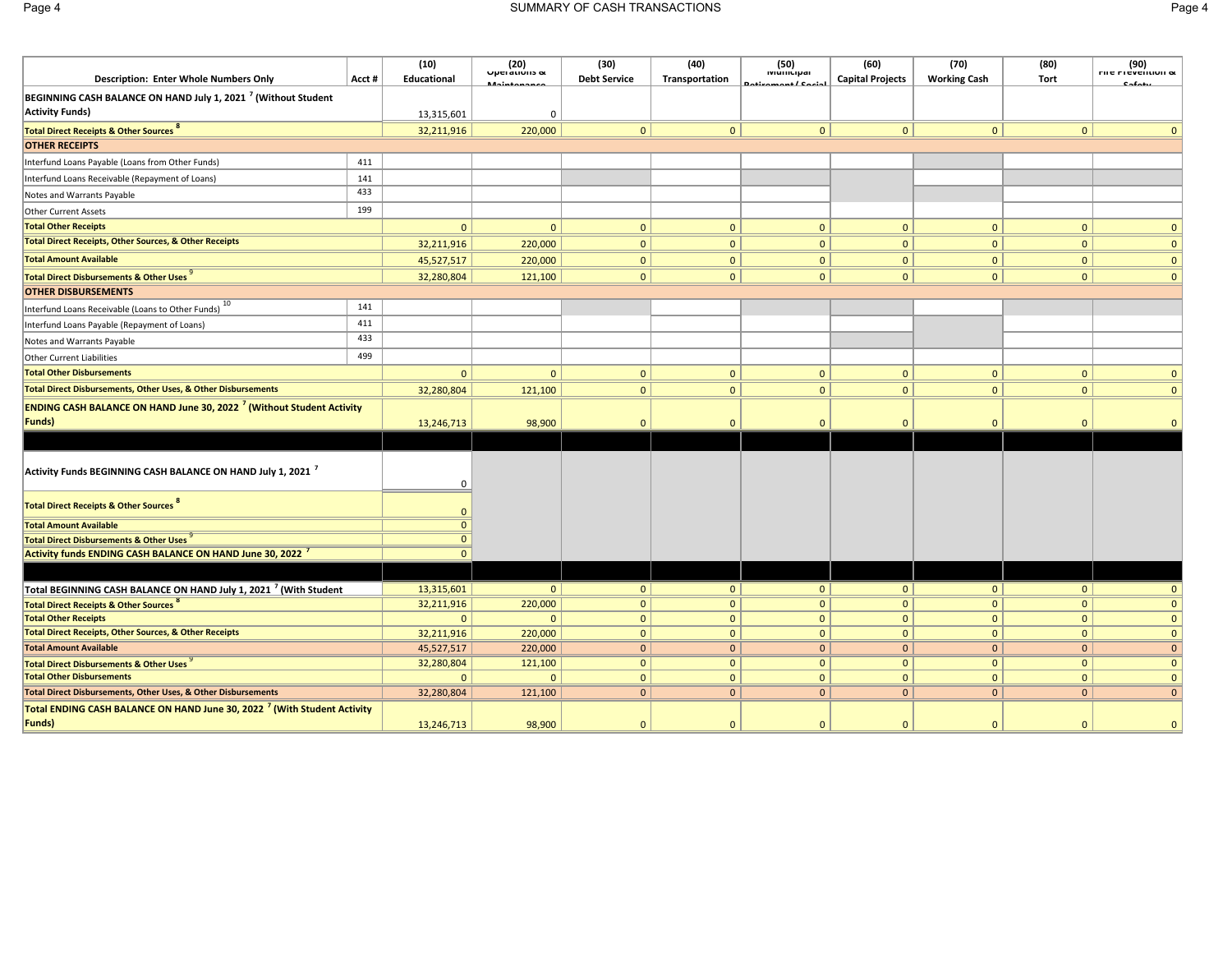# SUMMARY OF CASH TRANSACTIONS

| Description: Enter Whole Numbers Only | Acct # | (10) Educational | (20) Operations & Maintenance | (30) Debt Service | (40) Transportation | (50) Municipal Retirement/ Social Security | (60) Capital Projects | (70) Working Cash | (80) Tort | (90) Fire Prevention & Safety |
|---|---|---|---|---|---|---|---|---|---|---|
| BEGINNING CASH BALANCE ON HAND July 1, 2021 [7] (Without Student Activity Funds) | | 13,315,601 | 0 | | | | | | | |
| Total Direct Receipts & Other Sources [8] | | 32,211,916 | 220,000 | 0 | 0 | 0 | 0 | 0 | 0 | 0 |
| **OTHER RECEIPTS** | | | | | | | | | | |
| Interfund Loans Payable (Loans from Other Funds) | 411 | | | | | | | | | |
| Interfund Loans Receivable (Repayment of Loans) | 141 | | | | | | | | | |
| Notes and Warrants Payable | 433 | | | | | | | | | |
| Other Current Assets | 199 | | | | | | | | | |
| Total Other Receipts | | 0 | 0 | 0 | 0 | 0 | 0 | 0 | 0 | 0 |
| Total Direct Receipts, Other Sources, & Other Receipts | | 32,211,916 | 220,000 | 0 | 0 | 0 | 0 | 0 | 0 | 0 |
| Total Amount Available | | 45,527,517 | 220,000 | 0 | 0 | 0 | 0 | 0 | 0 | 0 |
| Total Direct Disbursements & Other Uses [9] | | 32,280,804 | 121,100 | 0 | 0 | 0 | 0 | 0 | 0 | 0 |
| **OTHER DISBURSEMENTS** | | | | | | | | | | |
| Interfund Loans Receivable (Loans to Other Funds) [10] | 141 | | | | | | | | | |
| Interfund Loans Payable (Repayment of Loans) | 411 | | | | | | | | | |
| Notes and Warrants Payable | 433 | | | | | | | | | |
| Other Current Liabilities | 499 | | | | | | | | | |
| Total Other Disbursements | | 0 | 0 | 0 | 0 | 0 | 0 | 0 | 0 | 0 |
| Total Direct Disbursements, Other Uses, & Other Disbursements | | 32,280,804 | 121,100 | 0 | 0 | 0 | 0 | 0 | 0 | 0 |
| ENDING CASH BALANCE ON HAND June 30, 2022 [7] (Without Student Activity Funds) | | 13,246,713 | 98,900 | 0 | 0 | 0 | 0 | 0 | 0 | 0 |
| | | | | | | | | | | |
| Activity Funds BEGINNING CASH BALANCE ON HAND July 1, 2021 [7] | | 0 | | | | | | | | |
| Total Direct Receipts & Other Sources [8] | | 0 | | | | | | | | |
| Total Amount Available | | 0 | | | | | | | | |
| Total Direct Disbursements & Other Uses [9] | | 0 | | | | | | | | |
| Activity funds ENDING CASH BALANCE ON HAND June 30, 2022 [7] | | 0 | | | | | | | | |
| | | | | | | | | | | |
| Total BEGINNING CASH BALANCE ON HAND July 1, 2021 [7] (With Student | | 13,315,601 | 0 | 0 | 0 | 0 | 0 | 0 | 0 | 0 |
| Total Direct Receipts & Other Sources [8] | | 32,211,916 | 220,000 | 0 | 0 | 0 | 0 | 0 | 0 | 0 |
| Total Other Receipts | | 0 | 0 | 0 | 0 | 0 | 0 | 0 | 0 | 0 |
| Total Direct Receipts, Other Sources, & Other Receipts | | 32,211,916 | 220,000 | 0 | 0 | 0 | 0 | 0 | 0 | 0 |
| Total Amount Available | | 45,527,517 | 220,000 | 0 | 0 | 0 | 0 | 0 | 0 | 0 |
| Total Direct Disbursements & Other Uses [9] | | 32,280,804 | 121,100 | 0 | 0 | 0 | 0 | 0 | 0 | 0 |
| Total Other Disbursements | | 0 | 0 | 0 | 0 | 0 | 0 | 0 | 0 | 0 |
| Total Direct Disbursements, Other Uses, & Other Disbursements | | 32,280,804 | 121,100 | 0 | 0 | 0 | 0 | 0 | 0 | 0 |
| Total ENDING CASH BALANCE ON HAND June 30, 2022 [7] (With Student Activity Funds) | | 13,246,713 | 98,900 | 0 | 0 | 0 | 0 | 0 | 0 | 0 |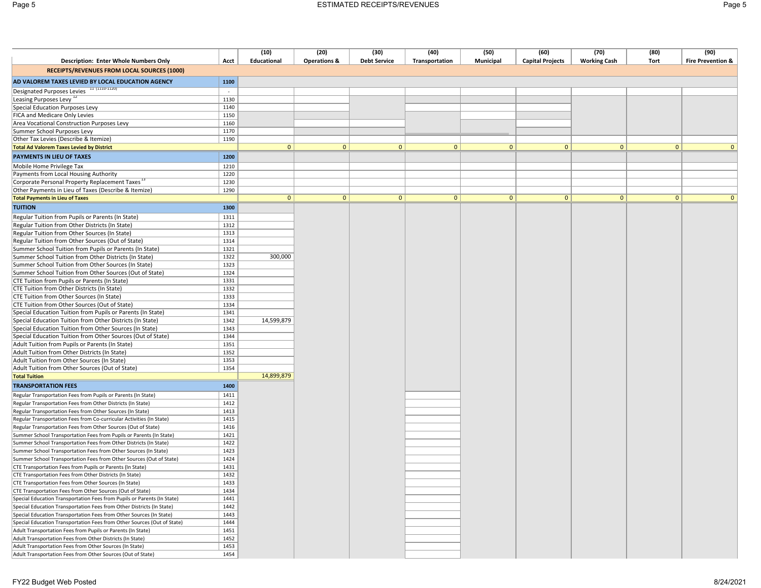## ESTIMATED RECEIPTS/REVENUES

| Description: Enter Whole Numbers Only | Acct | (10) Educational | (20) Operations & | (30) Debt Service | (40) Transportation | (50) Municipal | (60) Capital Projects | (70) Working Cash | (80) Tort | (90) Fire Prevention & |
|---|---|---|---|---|---|---|---|---|---|---|
| **RECEIPTS/REVENUES FROM LOCAL SOURCES (1000)** | | | | | | | | | | |
| **AD VALOREM TAXES LEVIED BY LOCAL EDUCATION AGENCY** | 1100 | | | | | | | | | |
| Designated Purposes Levies [11] (1110-1120) | - | | | | | | | | | |
| Leasing Purposes Levy [12] | 1130 | | | | | | | | | |
| Special Education Purposes Levy | 1140 | | | | | | | | | |
| FICA and Medicare Only Levies | 1150 | | | | | | | | | |
| Area Vocational Construction Purposes Levy | 1160 | | | | | | | | | |
| Summer School Purposes Levy | 1170 | | | | | | | | | |
| Other Tax Levies (Describe & Itemize) | 1190 | | | | | | | | | |
| **Total Ad Valorem Taxes Levied by District** | | 0 | 0 | 0 | 0 | 0 | 0 | 0 | 0 | 0 |
| **PAYMENTS IN LIEU OF TAXES** | 1200 | | | | | | | | | |
| Mobile Home Privilege Tax | 1210 | | | | | | | | | |
| Payments from Local Housing Authority | 1220 | | | | | | | | | |
| Corporate Personal Property Replacement Taxes [13] | 1230 | | | | | | | | | |
| Other Payments in Lieu of Taxes (Describe & Itemize) | 1290 | | | | | | | | | |
| **Total Payments in Lieu of Taxes** | | 0 | 0 | 0 | 0 | 0 | 0 | 0 | 0 | 0 |
| **TUITION** | 1300 | | | | | | | | | |
| Regular Tuition from Pupils or Parents (In State) | 1311 | | | | | | | | | |
| Regular Tuition from Other Districts (In State) | 1312 | | | | | | | | | |
| Regular Tuition from Other Sources (In State) | 1313 | | | | | | | | | |
| Regular Tuition from Other Sources (Out of State) | 1314 | | | | | | | | | |
| Summer School Tuition from Pupils or Parents (In State) | 1321 | | | | | | | | | |
| Summer School Tuition from Other Districts (In State) | 1322 | 300,000 | | | | | | | | |
| Summer School Tuition from Other Sources (In State) | 1323 | | | | | | | | | |
| Summer School Tuition from Other Sources (Out of State) | 1324 | | | | | | | | | |
| CTE Tuition from Pupils or Parents (In State) | 1331 | | | | | | | | | |
| CTE Tuition from Other Districts (In State) | 1332 | | | | | | | | | |
| CTE Tuition from Other Sources (In State) | 1333 | | | | | | | | | |
| CTE Tuition from Other Sources (Out of State) | 1334 | | | | | | | | | |
| Special Education Tuition from Pupils or Parents (In State) | 1341 | | | | | | | | | |
| Special Education Tuition from Other Districts (In State) | 1342 | 14,599,879 | | | | | | | | |
| Special Education Tuition from Other Sources (In State) | 1343 | | | | | | | | | |
| Special Education Tuition from Other Sources (Out of State) | 1344 | | | | | | | | | |
| Adult Tuition from Pupils or Parents (In State) | 1351 | | | | | | | | | |
| Adult Tuition from Other Districts (In State) | 1352 | | | | | | | | | |
| Adult Tuition from Other Sources (In State) | 1353 | | | | | | | | | |
| Adult Tuition from Other Sources (Out of State) | 1354 | | | | | | | | | |
| **Total Tuition** | | 14,899,879 | | | | | | | | |
| **TRANSPORTATION FEES** | 1400 | | | | | | | | | |
| Regular Transportation Fees from Pupils or Parents (In State) | 1411 | | | | | | | | | |
| Regular Transportation Fees from Other Districts (In State) | 1412 | | | | | | | | | |
| Regular Transportation Fees from Other Sources (In State) | 1413 | | | | | | | | | |
| Regular Transportation Fees from Co-curricular Activities (In State) | 1415 | | | | | | | | | |
| Regular Transportation Fees from Other Sources (Out of State) | 1416 | | | | | | | | | |
| Summer School Transportation Fees from Pupils or Parents (In State) | 1421 | | | | | | | | | |
| Summer School Transportation Fees from Other Districts (In State) | 1422 | | | | | | | | | |
| Summer School Transportation Fees from Other Sources (In State) | 1423 | | | | | | | | | |
| Summer School Transportation Fees from Other Sources (Out of State) | 1424 | | | | | | | | | |
| CTE Transportation Fees from Pupils or Parents (In State) | 1431 | | | | | | | | | |
| CTE Transportation Fees from Other Districts (In State) | 1432 | | | | | | | | | |
| CTE Transportation Fees from Other Sources (In State) | 1433 | | | | | | | | | |
| CTE Transportation Fees from Other Sources (Out of State) | 1434 | | | | | | | | | |
| Special Education Transportation Fees from Pupils or Parents (In State) | 1441 | | | | | | | | | |
| Special Education Transportation Fees from Other Districts (In State) | 1442 | | | | | | | | | |
| Special Education Transportation Fees from Other Sources (In State) | 1443 | | | | | | | | | |
| Special Education Transportation Fees from Other Sources (Out of State) | 1444 | | | | | | | | | |
| Adult Transportation Fees from Pupils or Parents (In State) | 1451 | | | | | | | | | |
| Adult Transportation Fees from Other Districts (In State) | 1452 | | | | | | | | | |
| Adult Transportation Fees from Other Sources (In State) | 1453 | | | | | | | | | |
| Adult Transportation Fees from Other Sources (Out of State) | 1454 | | | | | | | | | |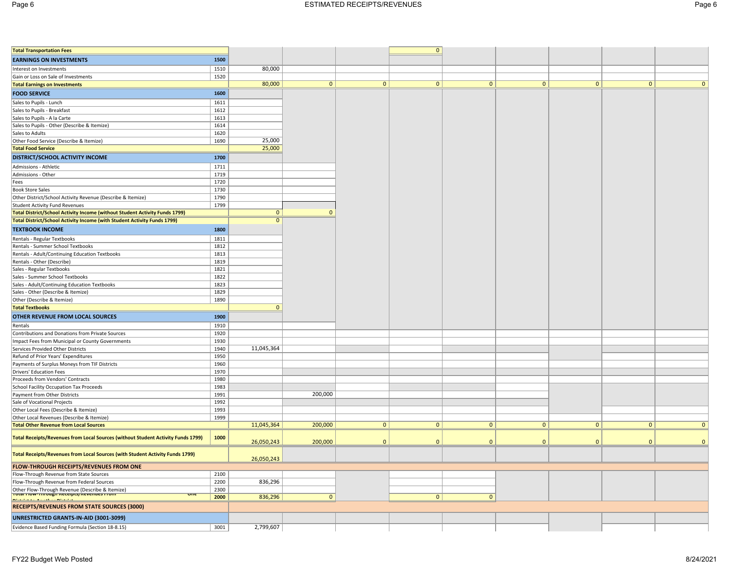# ESTIMATED RECEIPTS/REVENUES

| Description | Acct # | Col 1 | Col 2 | Col 3 | Col 4 | Col 5 | Col 6 | Col 7 | Col 8 | Col 9 |
|---|---|---|---|---|---|---|---|---|---|---|
| **Total Transportation Fees** | | | | | 0 | | | | | |
| **EARNINGS ON INVESTMENTS** | **1500** | | | | | | | | | |
| Interest on Investments | 1510 | 80,000 | | | | | | | | |
| Gain or Loss on Sale of Investments | 1520 | | | | | | | | | |
| **Total Earnings on Investments** | | 80,000 | 0 | 0 | 0 | 0 | 0 | 0 | 0 | 0 |
| **FOOD SERVICE** | **1600** | | | | | | | | | |
| Sales to Pupils - Lunch | 1611 | | | | | | | | | |
| Sales to Pupils - Breakfast | 1612 | | | | | | | | | |
| Sales to Pupils - A la Carte | 1613 | | | | | | | | | |
| Sales to Pupils - Other (Describe & Itemize) | 1614 | | | | | | | | | |
| Sales to Adults | 1620 | | | | | | | | | |
| Other Food Service (Describe & Itemize) | 1690 | 25,000 | | | | | | | | |
| **Total Food Service** | | 25,000 | | | | | | | | |
| **DISTRICT/SCHOOL ACTIVITY INCOME** | **1700** | | | | | | | | | |
| Admissions - Athletic | 1711 | | | | | | | | | |
| Admissions - Other | 1719 | | | | | | | | | |
| Fees | 1720 | | | | | | | | | |
| Book Store Sales | 1730 | | | | | | | | | |
| Other District/School Activity Revenue (Describe & Itemize) | 1790 | | | | | | | | | |
| Student Activity Fund Revenues | 1799 | | | | | | | | | |
| **Total District/School Activity Income (without Student Activity Funds 1799)** | | 0 | 0 | | | | | | | |
| **Total District/School Activity Income (with Student Activity Funds 1799)** | | 0 | | | | | | | | |
| **TEXTBOOK INCOME** | **1800** | | | | | | | | | |
| Rentals - Regular Textbooks | 1811 | | | | | | | | | |
| Rentals - Summer School Textbooks | 1812 | | | | | | | | | |
| Rentals - Adult/Continuing Education Textbooks | 1813 | | | | | | | | | |
| Rentals - Other (Describe) | 1819 | | | | | | | | | |
| Sales - Regular Textbooks | 1821 | | | | | | | | | |
| Sales - Summer School Textbooks | 1822 | | | | | | | | | |
| Sales - Adult/Continuing Education Textbooks | 1823 | | | | | | | | | |
| Sales - Other (Describe & Itemize) | 1829 | | | | | | | | | |
| Other (Describe & Itemize) | 1890 | | | | | | | | | |
| **Total Textbooks** | | 0 | | | | | | | | |
| **OTHER REVENUE FROM LOCAL SOURCES** | **1900** | | | | | | | | | |
| Rentals | 1910 | | | | | | | | | |
| Contributions and Donations from Private Sources | 1920 | | | | | | | | | |
| Impact Fees from Municipal or County Governments | 1930 | | | | | | | | | |
| Services Provided Other Districts | 1940 | 11,045,364 | | | | | | | | |
| Refund of Prior Years' Expenditures | 1950 | | | | | | | | | |
| Payments of Surplus Moneys from TIF Districts | 1960 | | | | | | | | | |
| Drivers' Education Fees | 1970 | | | | | | | | | |
| Proceeds from Vendors' Contracts | 1980 | | | | | | | | | |
| School Facility Occupation Tax Proceeds | 1983 | | | | | | | | | |
| Payment from Other Districts | 1991 | | 200,000 | | | | | | | |
| Sale of Vocational Projects | 1992 | | | | | | | | | |
| Other Local Fees (Describe & Itemize) | 1993 | | | | | | | | | |
| Other Local Revenues (Describe & Itemize) | 1999 | | | | | | | | | |
| **Total Other Revenue from Local Sources** | | 11,045,364 | 200,000 | 0 | 0 | 0 | 0 | 0 | 0 | 0 |
| **Total Receipts/Revenues from Local Sources (without Student Activity Funds 1799)** | **1000** | 26,050,243 | 200,000 | 0 | 0 | 0 | 0 | 0 | 0 | 0 |
| **Total Receipts/Revenues from Local Sources (with Student Activity Funds 1799)** | | 26,050,243 | | | | | | | | |
| **FLOW-THROUGH RECEIPTS/REVENUES FROM ONE** | | | | | | | | | | |
| Flow-Through Revenue from State Sources | 2100 | | | | | | | | | |
| Flow-Through Revenue from Federal Sources | 2200 | 836,296 | | | | | | | | |
| Other Flow-Through Revenue (Describe & Itemize) | 2300 | | | | | | | | | |
| **Total Flow-Through Receipts/Revenues From One District to Another District** | **2000** | 836,296 | 0 | | 0 | 0 | | | | |
| **RECEIPTS/REVENUES FROM STATE SOURCES (3000)** | | | | | | | | | | |
| **UNRESTRICTED GRANTS-IN-AID (3001-3099)** | | | | | | | | | | |
| Evidence Based Funding Formula (Section 18-8.15) | 3001 | 2,799,607 | | | | | | | | |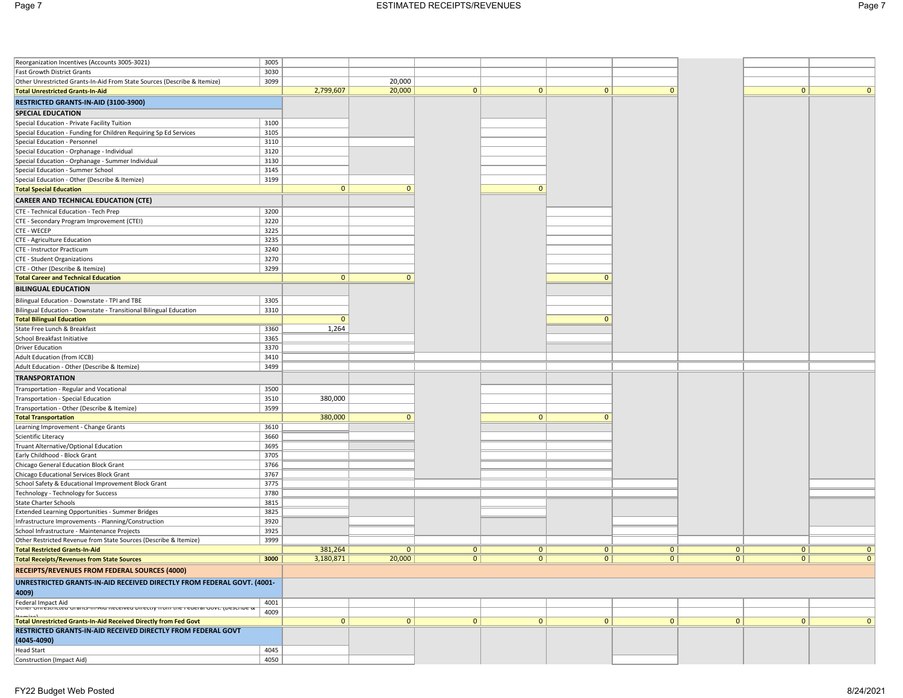| | | | | | | | | | | |
|---|---|---|---|---|---|---|---|---|---|---|
| Reorganization Incentives (Accounts 3005-3021) | 3005 | | | | | | | | | |
| Fast Growth District Grants | 3030 | | | | | | | | | |
| Other Unrestricted Grants-In-Aid From State Sources (Describe & Itemize) | 3099 | | 20,000 | | | | | | | |
| **Total Unrestricted Grants-In-Aid** | | 2,799,607 | 20,000 | 0 | 0 | 0 | 0 | | 0 | 0 |
| **RESTRICTED GRANTS-IN-AID (3100-3900)** | | | | | | | | | | |
| **SPECIAL EDUCATION** | | | | | | | | | | |
| Special Education - Private Facility Tuition | 3100 | | | | | | | | | |
| Special Education - Funding for Children Requiring Sp Ed Services | 3105 | | | | | | | | | |
| Special Education - Personnel | 3110 | | | | | | | | | |
| Special Education - Orphanage - Individual | 3120 | | | | | | | | | |
| Special Education - Orphanage - Summer Individual | 3130 | | | | | | | | | |
| Special Education - Summer School | 3145 | | | | | | | | | |
| Special Education - Other (Describe & Itemize) | 3199 | | | | | | | | | |
| **Total Special Education** | | 0 | 0 | | 0 | | | | | |
| **CAREER AND TECHNICAL EDUCATION (CTE)** | | | | | | | | | | |
| CTE - Technical Education - Tech Prep | 3200 | | | | | | | | | |
| CTE - Secondary Program Improvement (CTEI) | 3220 | | | | | | | | | |
| CTE - WECEP | 3225 | | | | | | | | | |
| CTE - Agriculture Education | 3235 | | | | | | | | | |
| CTE - Instructor Practicum | 3240 | | | | | | | | | |
| CTE - Student Organizations | 3270 | | | | | | | | | |
| CTE - Other (Describe & Itemize) | 3299 | | | | | | | | | |
| **Total Career and Technical Education** | | 0 | 0 | | | 0 | | | | |
| **BILINGUAL EDUCATION** | | | | | | | | | | |
| Bilingual Education - Downstate - TPI and TBE | 3305 | | | | | | | | | |
| Bilingual Education - Downstate - Transitional Bilingual Education | 3310 | | | | | | | | | |
| **Total Bilingual Education** | | 0 | | | | 0 | | | | |
| State Free Lunch & Breakfast | 3360 | 1,264 | | | | | | | | |
| School Breakfast Initiative | 3365 | | | | | | | | | |
| Driver Education | 3370 | | | | | | | | | |
| Adult Education (from ICCB) | 3410 | | | | | | | | | |
| Adult Education - Other (Describe & Itemize) | 3499 | | | | | | | | | |
| **TRANSPORTATION** | | | | | | | | | | |
| Transportation - Regular and Vocational | 3500 | | | | | | | | | |
| Transportation - Special Education | 3510 | 380,000 | | | | | | | | |
| Transportation - Other (Describe & Itemize) | 3599 | | | | | | | | | |
| **Total Transportation** | | 380,000 | 0 | | 0 | 0 | | | | |
| Learning Improvement - Change Grants | 3610 | | | | | | | | | |
| Scientific Literacy | 3660 | | | | | | | | | |
| Truant Alternative/Optional Education | 3695 | | | | | | | | | |
| Early Childhood - Block Grant | 3705 | | | | | | | | | |
| Chicago General Education Block Grant | 3766 | | | | | | | | | |
| Chicago Educational Services Block Grant | 3767 | | | | | | | | | |
| School Safety & Educational Improvement Block Grant | 3775 | | | | | | | | | |
| Technology - Technology for Success | 3780 | | | | | | | | | |
| State Charter Schools | 3815 | | | | | | | | | |
| Extended Learning Opportunities - Summer Bridges | 3825 | | | | | | | | | |
| Infrastructure Improvements - Planning/Construction | 3920 | | | | | | | | | |
| School Infrastructure - Maintenance Projects | 3925 | | | | | | | | | |
| Other Restricted Revenue from State Sources (Describe & Itemize) | 3999 | | | | | | | | | |
| **Total Restricted Grants-In-Aid** | | 381,264 | 0 | 0 | 0 | 0 | 0 | 0 | 0 | 0 |
| **Total Receipts/Revenues from State Sources** | **3000** | 3,180,871 | 20,000 | 0 | 0 | 0 | 0 | 0 | 0 | 0 |
| **RECEIPTS/REVENUES FROM FEDERAL SOURCES (4000)** | | | | | | | | | | |
| **UNRESTRICTED GRANTS-IN-AID RECEIVED DIRECTLY FROM FEDERAL GOVT. (4001-4009)** | | | | | | | | | | |
| Federal Impact Aid | 4001 | | | | | | | | | |
| Other Unrestricted Grants-In-Aid Received Directly from the Federal Govt. (Describe & Itemize) | 4009 | | | | | | | | | |
| **Total Unrestricted Grants-In-Aid Received Directly from Fed Govt** | | 0 | 0 | 0 | 0 | 0 | 0 | 0 | 0 | 0 |
| **RESTRICTED GRANTS-IN-AID RECEIVED DIRECTLY FROM FEDERAL GOVT (4045-4090)** | | | | | | | | | | |
| Head Start | 4045 | | | | | | | | | |
| Construction (Impact Aid) | 4050 | | | | | | | | | |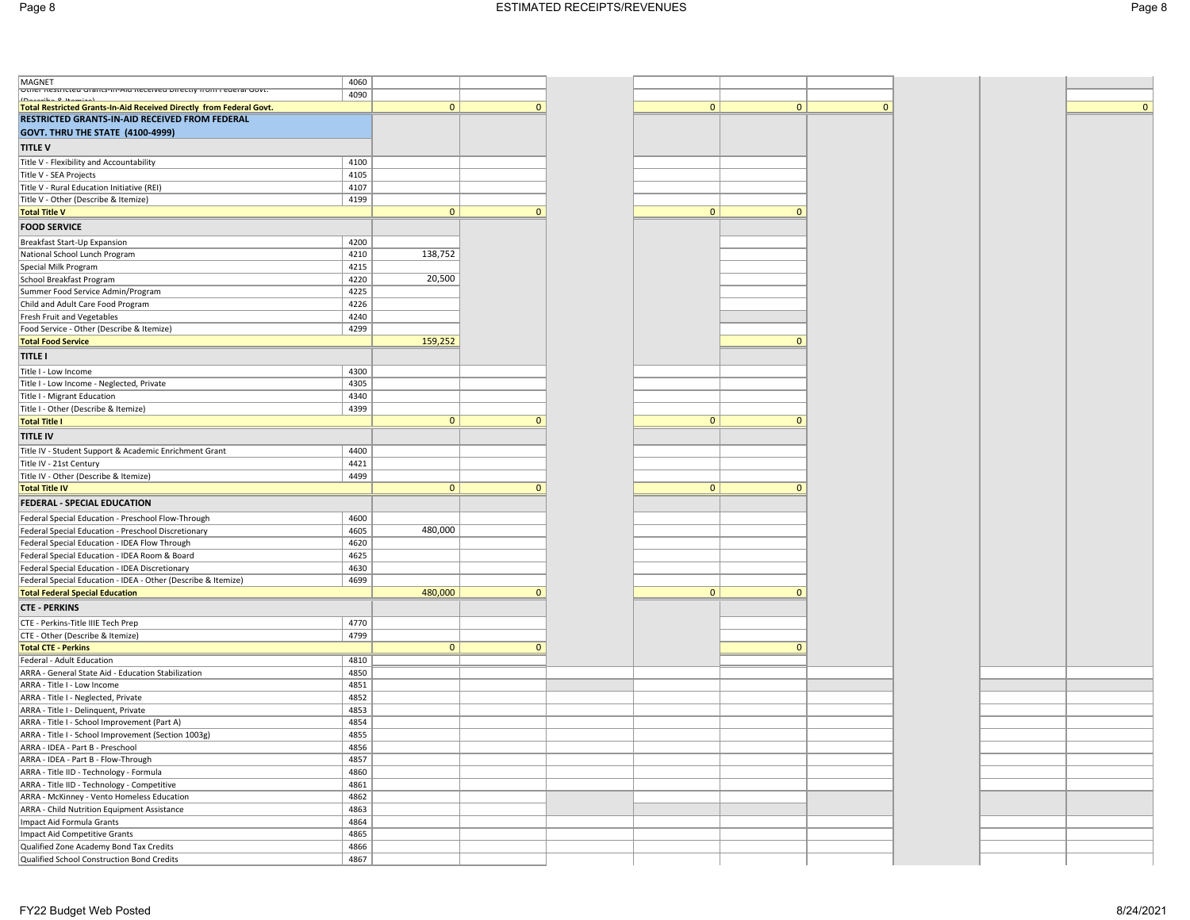| Description | Code | | | | | | | | | |
|---|---|---|---|---|---|---|---|---|---|---|
| MAGNET | 4060 | | | | | | | | | |
| Other Restricted Grants-In-Aid Received Directly from Federal Govt. (Describe & Itemize) | 4090 | | | | | | | | | |
| **Total Restricted Grants-In-Aid Received Directly from Federal Govt.** | | 0 | 0 | | 0 | 0 | 0 | | | 0 |
| **RESTRICTED GRANTS-IN-AID RECEIVED FROM FEDERAL GOVT. THRU THE STATE (4100-4999)** | | | | | | | | | | |
| **TITLE V** | | | | | | | | | | |
| Title V - Flexibility and Accountability | 4100 | | | | | | | | | |
| Title V - SEA Projects | 4105 | | | | | | | | | |
| Title V - Rural Education Initiative (REI) | 4107 | | | | | | | | | |
| Title V - Other (Describe & Itemize) | 4199 | | | | | | | | | |
| **Total Title V** | | 0 | 0 | | 0 | 0 | | | | |
| **FOOD SERVICE** | | | | | | | | | | |
| Breakfast Start-Up Expansion | 4200 | | | | | | | | | |
| National School Lunch Program | 4210 | 138,752 | | | | | | | | |
| Special Milk Program | 4215 | | | | | | | | | |
| School Breakfast Program | 4220 | 20,500 | | | | | | | | |
| Summer Food Service Admin/Program | 4225 | | | | | | | | | |
| Child and Adult Care Food Program | 4226 | | | | | | | | | |
| Fresh Fruit and Vegetables | 4240 | | | | | | | | | |
| Food Service - Other (Describe & Itemize) | 4299 | | | | | | | | | |
| **Total Food Service** | | 159,252 | | | | 0 | | | | |
| **TITLE I** | | | | | | | | | | |
| Title I - Low Income | 4300 | | | | | | | | | |
| Title I - Low Income - Neglected, Private | 4305 | | | | | | | | | |
| Title I - Migrant Education | 4340 | | | | | | | | | |
| Title I - Other (Describe & Itemize) | 4399 | | | | | | | | | |
| **Total Title I** | | 0 | 0 | | 0 | 0 | | | | |
| **TITLE IV** | | | | | | | | | | |
| Title IV - Student Support & Academic Enrichment Grant | 4400 | | | | | | | | | |
| Title IV - 21st Century | 4421 | | | | | | | | | |
| Title IV - Other (Describe & Itemize) | 4499 | | | | | | | | | |
| **Total Title IV** | | 0 | 0 | | 0 | 0 | | | | |
| **FEDERAL - SPECIAL EDUCATION** | | | | | | | | | | |
| Federal Special Education - Preschool Flow-Through | 4600 | | | | | | | | | |
| Federal Special Education - Preschool Discretionary | 4605 | 480,000 | | | | | | | | |
| Federal Special Education - IDEA Flow Through | 4620 | | | | | | | | | |
| Federal Special Education - IDEA Room & Board | 4625 | | | | | | | | | |
| Federal Special Education - IDEA Discretionary | 4630 | | | | | | | | | |
| Federal Special Education - IDEA - Other (Describe & Itemize) | 4699 | | | | | | | | | |
| **Total Federal Special Education** | | 480,000 | 0 | | 0 | 0 | | | | |
| **CTE - PERKINS** | | | | | | | | | | |
| CTE - Perkins-Title IIIE Tech Prep | 4770 | | | | | | | | | |
| CTE - Other (Describe & Itemize) | 4799 | | | | | | | | | |
| **Total CTE - Perkins** | | 0 | 0 | | | 0 | | | | |
| Federal - Adult Education | 4810 | | | | | | | | | |
| ARRA - General State Aid - Education Stabilization | 4850 | | | | | | | | | |
| ARRA - Title I - Low Income | 4851 | | | | | | | | | |
| ARRA - Title I - Neglected, Private | 4852 | | | | | | | | | |
| ARRA - Title I - Delinquent, Private | 4853 | | | | | | | | | |
| ARRA - Title I - School Improvement (Part A) | 4854 | | | | | | | | | |
| ARRA - Title I - School Improvement (Section 1003g) | 4855 | | | | | | | | | |
| ARRA - IDEA - Part B - Preschool | 4856 | | | | | | | | | |
| ARRA - IDEA - Part B - Flow-Through | 4857 | | | | | | | | | |
| ARRA - Title IID - Technology - Formula | 4860 | | | | | | | | | |
| ARRA - Title IID - Technology - Competitive | 4861 | | | | | | | | | |
| ARRA - McKinney - Vento Homeless Education | 4862 | | | | | | | | | |
| ARRA - Child Nutrition Equipment Assistance | 4863 | | | | | | | | | |
| Impact Aid Formula Grants | 4864 | | | | | | | | | |
| Impact Aid Competitive Grants | 4865 | | | | | | | | | |
| Qualified Zone Academy Bond Tax Credits | 4866 | | | | | | | | | |
| Qualified School Construction Bond Credits | 4867 | | | | | | | | | |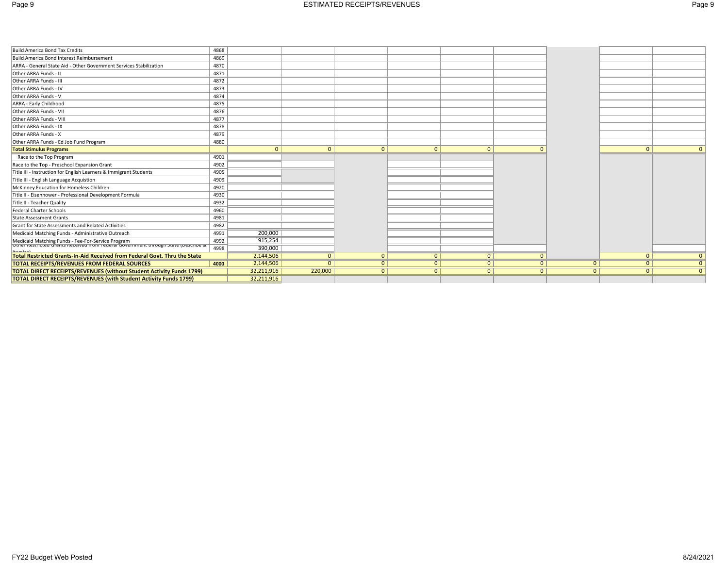| Description | Code | | | | | | | | | |
|---|---|---|---|---|---|---|---|---|---|---|
| Build America Bond Tax Credits | 4868 | | | | | | | | | |
| Build America Bond Interest Reimbursement | 4869 | | | | | | | | | |
| ARRA - General State Aid - Other Government Services Stabilization | 4870 | | | | | | | | | |
| Other ARRA Funds - II | 4871 | | | | | | | | | |
| Other ARRA Funds - III | 4872 | | | | | | | | | |
| Other ARRA Funds - IV | 4873 | | | | | | | | | |
| Other ARRA Funds - V | 4874 | | | | | | | | | |
| ARRA - Early Childhood | 4875 | | | | | | | | | |
| Other ARRA Funds - VII | 4876 | | | | | | | | | |
| Other ARRA Funds - VIII | 4877 | | | | | | | | | |
| Other ARRA Funds - IX | 4878 | | | | | | | | | |
| Other ARRA Funds - X | 4879 | | | | | | | | | |
| Other ARRA Funds - Ed Job Fund Program | 4880 | | | | | | | | | |
| **Total Stimulus Programs** | | 0 | 0 | 0 | 0 | 0 | 0 | | 0 | 0 |
| Race to the Top Program | 4901 | | | | | | | | | |
| Race to the Top - Preschool Expansion Grant | 4902 | | | | | | | | | |
| Title III - Instruction for English Learners & Immigrant Students | 4905 | | | | | | | | | |
| Title III - English Language Acquistion | 4909 | | | | | | | | | |
| McKinney Education for Homeless Children | 4920 | | | | | | | | | |
| Title II - Eisenhower - Professional Development Formula | 4930 | | | | | | | | | |
| Title II - Teacher Quality | 4932 | | | | | | | | | |
| Federal Charter Schools | 4960 | | | | | | | | | |
| State Assessment Grants | 4981 | | | | | | | | | |
| Grant for State Assessments and Related Activities | 4982 | | | | | | | | | |
| Medicaid Matching Funds - Administrative Outreach | 4991 | 200,000 | | | | | | | | |
| Medicaid Matching Funds - Fee-For-Service Program | 4992 | 915,254 | | | | | | | | |
| Other Restricted Grants Received from Federal Government through State (Describe & Itemize) | 4998 | 390,000 | | | | | | | | |
| **Total Restricted Grants-In-Aid Received from Federal Govt. Thru the State** | | 2,144,506 | 0 | 0 | 0 | 0 | 0 | | 0 | 0 |
| **TOTAL RECEIPTS/REVENUES FROM FEDERAL SOURCES** | **4000** | 2,144,506 | 0 | 0 | 0 | 0 | 0 | 0 | 0 | 0 |
| **TOTAL DIRECT RECEIPTS/REVENUES (without Student Activity Funds 1799)** | | 32,211,916 | 220,000 | 0 | 0 | 0 | 0 | 0 | 0 | 0 |
| **TOTAL DIRECT RECEIPTS/REVENUES (with Student Activity Funds 1799)** | | 32,211,916 | | | | | | | | |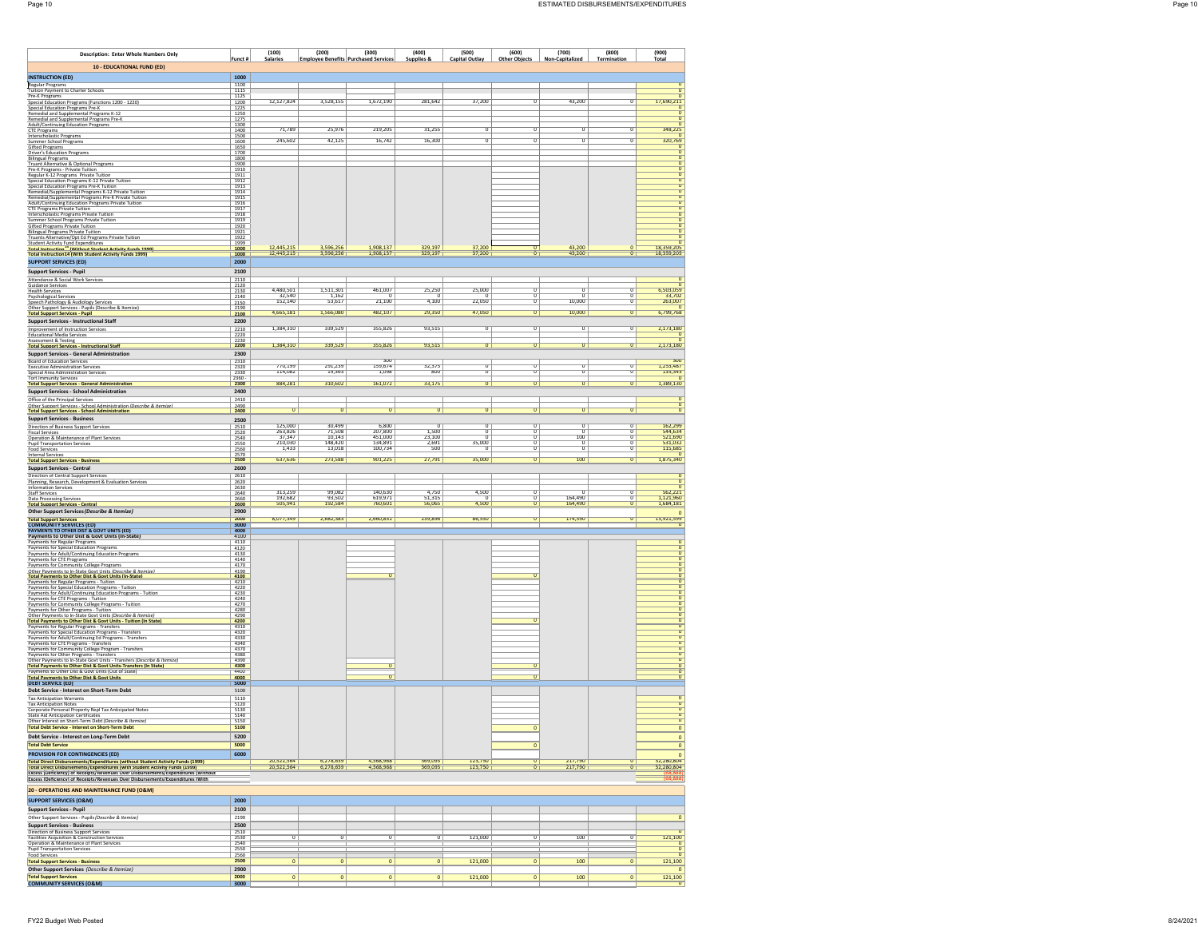| Description: Enter Whole Numbers Only | Funct # | (100) Salaries | (200) Employee Benefits | (300) Purchased Services | (400) Supplies & | (500) Capital Outlay | (600) Other Objects | (700) Non-Capitalized | (800) Termination | (900) Total |
|---|---|---|---|---|---|---|---|---|---|---|
| **10 - EDUCATIONAL FUND (ED)** | | | | | | | | | | |
| **INSTRUCTION (ED)** | 1000 | | | | | | | | | |
| Regular Programs | 1100 | | | | | | | | | 0 |
| Tuition Payment to Charter Schools | 1115 | | | | | | | | | 0 |
| Pre-K Programs | 1125 | | | | | | | | | 0 |
| Special Education Programs (Functions 1200 - 1220) | 1200 | 12,127,824 | 3,528,155 | 1,672,190 | 281,642 | 37,200 | 0 | 43,200 | 0 | 17,690,211 |
| Special Education Programs Pre-K | 1225 | | | | | | | | | 0 |
| Remedial and Supplemental Programs K-12 | 1250 | | | | | | | | | 0 |
| Remedial and Supplemental Programs Pre-K | 1275 | | | | | | | | | 0 |
| Adult/Continuing Education Programs | 1300 | | | | | | | | | 0 |
| CTE Programs | 1400 | 71,789 | 25,976 | 219,205 | 31,255 | 0 | 0 | 0 | 0 | 348,225 |
| Interscholastic Programs | 1500 | | | | | | | | | 0 |
| Summer School Programs | 1600 | 245,602 | 42,125 | 16,742 | 16,300 | 0 | 0 | 0 | 0 | 320,769 |
| Gifted Programs | 1650 | | | | | | | | | 0 |
| Driver's Education Programs | 1700 | | | | | | | | | 0 |
| Bilingual Programs | 1800 | | | | | | | | | 0 |
| Truant Alternative & Optional Programs | 1900 | | | | | | | | | 0 |
| Pre-K Programs - Private Tuition | 1910 | | | | | | | | | 0 |
| Regular K-12 Programs Private Tuition | 1911 | | | | | | | | | 0 |
| Special Education Programs K-12 Private Tuition | 1912 | | | | | | | | | 0 |
| Special Education Programs Pre-K Tuition | 1913 | | | | | | | | | 0 |
| Remedial/Supplemental Programs K-12 Private Tuition | 1914 | | | | | | | | | 0 |
| Remedial/Supplemental Programs Pre-K Private Tuition | 1915 | | | | | | | | | 0 |
| Adult/Continuing Education Programs Private Tuition | 1916 | | | | | | | | | 0 |
| CTE Programs Private Tuition | 1917 | | | | | | | | | 0 |
| Interscholastic Programs Private Tuition | 1918 | | | | | | | | | 0 |
| Summer School Programs Private Tuition | 1919 | | | | | | | | | 0 |
| Gifted Programs Private Tuition | 1920 | | | | | | | | | 0 |
| Bilingual Programs Private Tuition | 1921 | | | | | | | | | 0 |
| Truants Alternative/Opt Ed Programs Private Tuition | 1922 | | | | | | | | | 0 |
| Student Activity Fund Expenditures | 1999 | | | | | | | | | 0 |
| **Total Instruction (Without Student Activity Funds 1999)** | 1000 | 12,445,215 | 3,596,256 | 1,908,137 | 329,197 | 37,200 | 0 | 43,200 | 0 | 18,359,205 |
| **Total Instruction (With Student Activity Funds 1999)** | 1000 | 12,445,215 | 3,596,256 | 1,908,137 | 329,197 | 37,200 | 0 | 43,200 | 0 | 18,359,205 |
| **SUPPORT SERVICES (ED)** | 2000 | | | | | | | | | |
| **Support Services - Pupil** | 2100 | | | | | | | | | |
| Attendance & Social Work Services | 2110 | | | | | | | | | 0 |
| Guidance Services | 2120 | | | | | | | | | 0 |
| Health Services | 2130 | 4,480,501 | 1,511,301 | 461,007 | 25,250 | 25,000 | 0 | 0 | 0 | 6,503,059 |
| Psychological Services | 2140 | 32,540 | 1,162 | 0 | 0 | 0 | 0 | 0 | 0 | 33,702 |
| Speech Pathology & Audiology Services | 2150 | 152,140 | 53,617 | 21,100 | 4,100 | 22,050 | 0 | 10,000 | 0 | 263,007 |
| Other Support Services - Pupils (Describe & Itemize) | 2190 | | | | | | | | | 0 |
| **Total Support Services - Pupil** | 2100 | 4,665,181 | 1,566,080 | 482,107 | 29,350 | 47,050 | 0 | 10,000 | 0 | 6,799,768 |
| **Support Services - Instructional Staff** | 2200 | | | | | | | | | |
| Improvement of Instruction Services | 2210 | 1,384,310 | 339,529 | 355,826 | 93,515 | 0 | 0 | 0 | 0 | 2,173,180 |
| Educational Media Services | 2220 | | | | | | | | | 0 |
| Assessment & Testing | 2230 | | | | | | | | | 0 |
| **Total Support Services - Instructional Staff** | 2200 | 1,384,310 | 339,529 | 355,826 | 93,515 | 0 | 0 | 0 | 0 | 2,173,180 |
| **Support Services - General Administration** | 2300 | | | | | | | | | |
| Board of Education Services | 2310 | | | 300 | | | | | | 300 |
| Executive Administration Services | 2320 | 770,199 | 291,239 | 159,674 | 32,375 | 0 | 0 | 0 | 0 | 1,253,487 |
| Special Area Administration Services | 2330 | 114,082 | 19,363 | 1,098 | 800 | 0 | 0 | 0 | 0 | 135,343 |
| Tort Immunity Services | 2360 - 2370 | | | | | | | | | 0 |
| **Total Support Services - General Administration** | 2300 | 884,281 | 310,602 | 161,072 | 33,175 | 0 | 0 | 0 | 0 | 1,389,130 |
| **Support Services - School Administration** | 2400 | | | | | | | | | |
| Office of the Principal Services | 2410 | | | | | | | | | 0 |
| Other Support Services - School Administration (Describe & Itemize) | 2490 | | | | | | | | | 0 |
| **Total Support Services - School Administration** | 2400 | 0 | 0 | 0 | 0 | 0 | 0 | 0 | 0 | 0 |
| **Support Services - Business** | 2500 | | | | | | | | | |
| Direction of Business Support Services | 2510 | 125,000 | 30,499 | 6,800 | 0 | 0 | 0 | 0 | 0 | 162,299 |
| Fiscal Services | 2520 | 263,826 | 71,508 | 207,800 | 1,500 | 0 | 0 | 0 | 0 | 544,634 |
| Operation & Maintenance of Plant Services | 2540 | 37,347 | 10,143 | 451,000 | 23,100 | 0 | 0 | 100 | 0 | 521,690 |
| Pupil Transportation Services | 2550 | 210,030 | 148,420 | 134,891 | 2,691 | 35,000 | 0 | 0 | 0 | 531,032 |
| Food Services | 2560 | 1,433 | 13,018 | 100,734 | 500 | 0 | 0 | 0 | 0 | 115,685 |
| Internal Services | 2570 | | | | | | | | | 0 |
| **Total Support Services - Business** | 2500 | 637,636 | 273,588 | 901,225 | 27,791 | 35,000 | 0 | 100 | 0 | 1,875,340 |
| **Support Services - Central** | 2600 | | | | | | | | | |
| Direction of Central Support Services | 2610 | | | | | | | | | 0 |
| Planning, Research, Development & Evaluation Services | 2620 | | | | | | | | | 0 |
| Information Services | 2630 | | | | | | | | | 0 |
| Staff Services | 2640 | 313,259 | 99,082 | 140,630 | 4,750 | 4,500 | 0 | 0 | 0 | 562,221 |
| Data Processing Services | 2660 | 192,682 | 93,502 | 619,971 | 51,315 | 0 | 0 | 164,490 | 0 | 1,121,960 |
| **Total Support Services - Central** | 2600 | 505,941 | 192,584 | 760,601 | 56,065 | 4,500 | 0 | 164,490 | 0 | 1,684,181 |
| **Other Support Services (Describe & Itemize)** | 2900 | | | | | | | | | 0 |
| **Total Support Services** | 2000 | 8,077,349 | 2,682,383 | 2,660,831 | 239,896 | 86,550 | 0 | 174,590 | 0 | 13,921,599 |
| **COMMUNITY SERVICES (ED)** | 3000 | | | | | | | | | 0 |
| **PAYMENTS TO OTHER DIST & GOVT UNITS (ED)** | 4000 | | | | | | | | | |
| **Payments to Other Dist & Govt Units (In-State)** | 4100 | | | | | | | | | |
| Payments for Regular Programs | 4110 | | | | | | | | | 0 |
| Payments for Special Education Programs | 4120 | | | | | | | | | 0 |
| Payments for Adult/Continuing Education Programs | 4130 | | | | | | | | | 0 |
| Payments for CTE Programs | 4140 | | | | | | | | | 0 |
| Payments for Community College Programs | 4170 | | | | | | | | | 0 |
| Other Payments to In-State Govt Units (Describe & Itemize) | 4190 | | | | | | | | | 0 |
| **Total Payments to Other Dist & Govt Units (In-State)** | 4100 | | | 0 | | | 0 | | | 0 |
| Payments for Regular Programs - Tuition | 4210 | | | | | | | | | 0 |
| Payments for Special Education Programs - Tuition | 4220 | | | | | | | | | 0 |
| Payments for Adult/Continuing Education Programs - Tuition | 4230 | | | | | | | | | 0 |
| Payments for CTE Programs - Tuition | 4240 | | | | | | | | | 0 |
| Payments for Community College Programs - Tuition | 4270 | | | | | | | | | 0 |
| Payments for Other Programs - Tuition | 4280 | | | | | | | | | 0 |
| Other Payments to In-State Govt Units (Describe & Itemize) | 4290 | | | | | | | | | 0 |
| **Total Payments to Other Dist & Govt Units - Tuition (In State)** | 4200 | | | | | | 0 | | | 0 |
| Payments for Regular Programs - Transfers | 4310 | | | | | | | | | 0 |
| Payments for Special Education Programs - Transfers | 4320 | | | | | | | | | 0 |
| Payments for Adult/Continuing Ed Programs - Transfers | 4330 | | | | | | | | | 0 |
| Payments for CTE Programs - Transfers | 4340 | | | | | | | | | 0 |
| Payments for Community College Program - Transfers | 4370 | | | | | | | | | 0 |
| Payments for Other Programs - Transfers | 4380 | | | | | | | | | 0 |
| Other Payments to In-State Govt Units - Transfers (Describe & Itemize) | 4390 | | | | | | | | | 0 |
| **Total Payments to Other Dist & Govt Units-Transfers (In State)** | 4300 | | | 0 | | | 0 | | | 0 |
| Payments to Other Dist & Govt Units (Out of State) | 4400 | | | | | | | | | 0 |
| **Total Payments to Other Dist & Govt Units** | 4000 | | | 0 | | | 0 | | | 0 |
| **DEBT SERVICE (ED)** | 5000 | | | | | | | | | |
| **Debt Service - Interest on Short-Term Debt** | 5100 | | | | | | | | | |
| Tax Anticipation Warrants | 5110 | | | | | | | | | 0 |
| Tax Anticipation Notes | 5120 | | | | | | | | | 0 |
| Corporate Personal Property Repl Tax Anticipated Notes | 5130 | | | | | | | | | 0 |
| State Aid Anticipation Certificates | 5140 | | | | | | | | | 0 |
| Other Interest on Short-Term Debt (Describe & Itemize) | 5150 | | | | | | | | | 0 |
| **Total Debt Service - Interest on Short-Term Debt** | 5100 | | | | | | 0 | | | 0 |
| **Debt Service - Interest on Long-Term Debt** | 5200 | | | | | | | | | 0 |
| **Total Debt Service** | 5000 | | | | | | 0 | | | 0 |
| **PROVISION FOR CONTINGENCIES (ED)** | 6000 | | | | | | | | | 0 |
| **Total Direct Disbursements/Expenditures (without Student Activity Funds (1999)** | | 20,522,564 | 6,278,639 | 4,568,968 | 569,093 | 123,750 | 0 | 217,790 | 0 | 32,280,804 |
| **Total Direct Disbursements/Expenditures (with Student Activity Funds (1999)** | | 20,522,564 | 6,278,639 | 4,568,968 | 569,093 | 123,750 | 0 | 217,790 | 0 | 32,280,804 |
| **Excess (Deficiency) of Receipts/Revenues Over Disbursements/Expenditures (Without** | | | | | | | | | | (68,888) |
| **Excess (Deficiency) of Receipts/Revenues Over Disbursements/Expenditures (With** | | | | | | | | | | (68,888) |
| **20 - OPERATIONS AND MAINTENANCE FUND (O&M)** | | | | | | | | | | |
| **SUPPORT SERVICES (O&M)** | 2000 | | | | | | | | | |
| **Support Services - Pupil** | 2100 | | | | | | | | | |
| Other Support Services - Pupils (Describe & Itemize) | 2190 | | | | | | | | | 0 |
| **Support Services - Business** | 2500 | | | | | | | | | |
| Direction of Business Support Services | 2510 | | | | | | | | | 0 |
| Facilities Acquisition & Construction Services | 2530 | 0 | 0 | 0 | 0 | 121,000 | 0 | 100 | 0 | 121,100 |
| Operation & Maintenance of Plant Services | 2540 | | | | | | | | | 0 |
| Pupil Transportation Services | 2550 | | | | | | | | | 0 |
| Food Services | 2560 | | | | | | | | | 0 |
| **Total Support Services - Business** | 2500 | 0 | 0 | 0 | 0 | 121,000 | 0 | 100 | 0 | 121,100 |
| **Other Support Services (Describe & Itemize)** | 2900 | | | | | | | | | 0 |
| **Total Support Services** | 2000 | 0 | 0 | 0 | 0 | 121,000 | 0 | 100 | 0 | 121,100 |
| **COMMUNITY SERVICES (O&M)** | 3000 | | | | | | | | | 0 |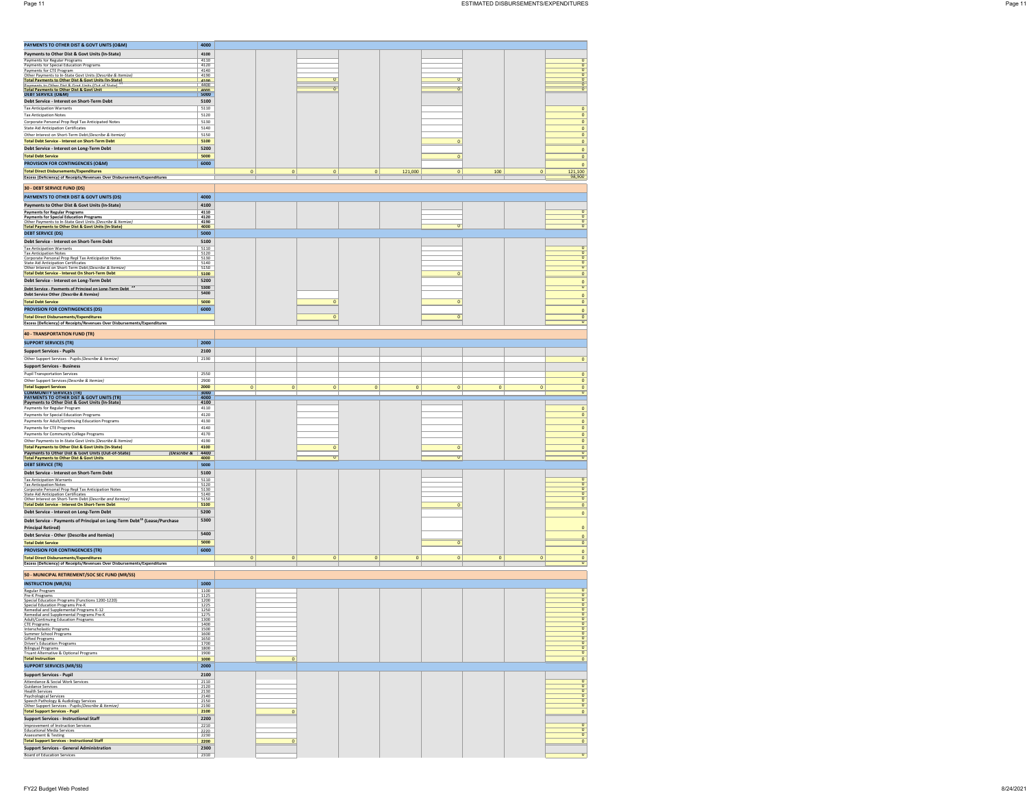| | | | | | | | | | | |
|---|---|---|---|---|---|---|---|---|---|---|
| **PAYMENTS TO OTHER DIST & GOVT UNITS (O&M)** | **4000** | | | | | | | | | |
| **Payments to Other Dist & Govt Units (In-State)** | **4100** | | | | | | | | | |
| Payments for Regular Programs | 4110 | | | | | | | | | 0 |
| Payments for Special Education Programs | 4120 | | | | | | | | | 0 |
| Payments for CTE Program | 4140 | | | | | | | | | 0 |
| Other Payments to In-State Govt Units *(Describe & Itemize)* | 4190 | | | | | | | | | 0 |
| **Total Payments to Other Dist & Govt Units (In-State)** | 4100 | | | 0 | | | 0 | | | 0 |
| Payments to Other Dist & Govt Units (Out of State) | 4400 | | | | | | | | | 0 |
| **Total Payments to Other Dist & Govt Unit** | 4000 | | | 0 | | | 0 | | | 0 |
| **DEBT SERVICE (O&M)** | **5000** | | | | | | | | | |
| **Debt Service - Interest on Short-Term Debt** | **5100** | | | | | | | | | |
| Tax Anticipation Warrants | 5110 | | | | | | | | | 0 |
| Tax Anticipation Notes | 5120 | | | | | | | | | 0 |
| Corporate Personal Prop Repl Tax Anticipated Notes | 5130 | | | | | | | | | 0 |
| State Aid Anticipation Certificates | 5140 | | | | | | | | | 0 |
| Other Interest on Short-Term Debt *(Describe & Itemize)* | 5150 | | | | | | | | | 0 |
| **Total Debt Service - Interest on Short-Term Debt** | 5100 | | | | | | 0 | | | 0 |
| **Debt Service - Interest on Long-Term Debt** | **5200** | | | | | | | | | 0 |
| **Total Debt Service** | 5000 | | | | | | 0 | | | 0 |
| **PROVISION FOR CONTINGENCIES (O&M)** | **6000** | | | | | | | | | 0 |
| **Total Direct Disbursements/Expenditures** | | 0 | 0 | 0 | 0 | 121,000 | 0 | 100 | 0 | 121,100 |
| **Excess (Deficiency) of Receipts/Revenues Over Disbursements/Expenditures** | | | | | | | | | | 98,900 |
| **30 - DEBT SERVICE FUND (DS)** | | | | | | | | | | |
| **PAYMENTS TO OTHER DIST & GOVT UNITS (DS)** | **4000** | | | | | | | | | |
| **Payments to Other Dist & Govt Units (In-State)** | **4100** | | | | | | | | | |
| **Payments for Regular Programs** | 4110 | | | | | | | | | 0 |
| **Payments for Special Education Programs** | 4120 | | | | | | | | | 0 |
| Other Payments to In-State Govt Units *(Describe & Itemize)* | 4190 | | | | | | | | | 0 |
| **Total Payments to Other Dist & Govt Units (In-State)** | 4000 | | | | | | 0 | | | 0 |
| **DEBT SERVICE (DS)** | **5000** | | | | | | | | | |
| **Debt Service - Interest on Short-Term Debt** | **5100** | | | | | | | | | |
| Tax Anticipation Warrants | 5110 | | | | | | | | | 0 |
| Tax Anticipation Notes | 5120 | | | | | | | | | 0 |
| Corporate Personal Prop Repl Tax Anticipation Notes | 5130 | | | | | | | | | 0 |
| State Aid Anticipation Certificates | 5140 | | | | | | | | | 0 |
| Other Interest on Short-Term Debt *(Describe & Itemize)* | 5150 | | | | | | | | | 0 |
| **Total Debt Service - Interest On Short-Term Debt** | 5100 | | | | | | 0 | | | 0 |
| **Debt Service - Interest on Long-Term Debt** | **5200** | | | | | | | | | 0 |
| **Debt Service - Payments of Principal on Long-Term Debt** | 5300 | | | | | | | | | 0 |
| **Debt Service Other *(Describe & Itemize)*** | 5400 | | | | | | | | | 0 |
| **Total Debt Service** | 5000 | | | 0 | | | 0 | | | 0 |
| **PROVISION FOR CONTINGENCIES (DS)** | **6000** | | | | | | | | | 0 |
| **Total Direct Disbursements/Expenditures** | | | | 0 | | | 0 | | | 0 |
| **Excess (Deficiency) of Receipts/Revenues Over Disbursements/Expenditures** | | | | | | | | | | 0 |
| **40 - TRANSPORTATION FUND (TR)** | | | | | | | | | | |
| **SUPPORT SERVICES (TR)** | **2000** | | | | | | | | | |
| **Support Services - Pupils** | **2100** | | | | | | | | | |
| Other Support Services - Pupils *(Describe & Itemize)* | 2190 | | | | | | | | | 0 |
| **Support Services - Business** | | | | | | | | | | |
| Pupil Transportation Services | 2550 | | | | | | | | | 0 |
| Other Support Services *(Describe & Itemize)* | 2900 | | | | | | | | | 0 |
| **Total Support Services** | 2000 | 0 | 0 | 0 | 0 | 0 | 0 | 0 | 0 | 0 |
| **COMMUNITY SERVICES (TR)** | 3000 | | | | | | | | | 0 |
| **PAYMENTS TO OTHER DIST & GOVT UNITS (TR)** | 4000 | | | | | | | | | |
| **Payments to Other Dist & Govt Units (In-State)** | 4100 | | | | | | | | | |
| Payments for Regular Program | 4110 | | | | | | | | | 0 |
| Payments for Special Education Programs | 4120 | | | | | | | | | 0 |
| Payments for Adult/Continuing Education Programs | 4130 | | | | | | | | | 0 |
| Payments for CTE Programs | 4140 | | | | | | | | | 0 |
| Payments for Community College Programs | 4170 | | | | | | | | | 0 |
| Other Payments to In-State Govt Units *(Describe & Itemize)* | 4190 | | | | | | | | | 0 |
| **Total Payments to Other Dist & Govt Units (In-State)** | 4100 | | | 0 | | | 0 | | | 0 |
| **Payments to Other Dist & Govt Units (Out-of-State)** *(Describe &* | 4400 | | | | | | | | | 0 |
| **Total Payments to Other Dist & Govt Units** | 4000 | | | 0 | | | 0 | | | 0 |
| **DEBT SERVICE (TR)** | **5000** | | | | | | | | | |
| **Debt Service - Interest on Short-Term Debt** | **5100** | | | | | | | | | |
| Tax Anticipation Warrants | 5110 | | | | | | | | | 0 |
| Tax Anticipation Notes | 5120 | | | | | | | | | 0 |
| Corporate Personal Prop Repl Tax Anticipation Notes | 5130 | | | | | | | | | 0 |
| State Aid Anticipation Certificates | 5140 | | | | | | | | | 0 |
| Other Interest on Short-Term Debt *(Describe and Itemize)* | 5150 | | | | | | | | | 0 |
| **Total Debt Service - Interest On Short-Term Debt** | 5100 | | | | | | 0 | | | 0 |
| **Debt Service - Interest on Long-Term Debt** | **5200** | | | | | | | | | 0 |
| **Debt Service - Payments of Principal on Long-Term Debt[15] (Lease/Purchase Principal Retired)** | **5300** | | | | | | | | | 0 |
| **Debt Service - Other (Describe and Itemize)** | **5400** | | | | | | | | | 0 |
| **Total Debt Service** | 5000 | | | | | | 0 | | | 0 |
| **PROVISION FOR CONTINGENCIES (TR)** | **6000** | | | | | | | | | 0 |
| **Total Direct Disbursements/Expenditures** | | 0 | 0 | 0 | 0 | 0 | 0 | 0 | 0 | 0 |
| **Excess (Deficiency) of Receipts/Revenues Over Disbursements/Expenditures** | | | | | | | | | | 0 |
| **50 - MUNICIPAL RETIREMENT/SOC SEC FUND (MR/SS)** | | | | | | | | | | |
| **INSTRUCTION (MR/SS)** | **1000** | | | | | | | | | |
| Regular Program | 1100 | | | | | | | | | 0 |
| Pre-K Programs | 1125 | | | | | | | | | 0 |
| Special Education Programs (Functions 1200-1220) | 1200 | | | | | | | | | 0 |
| Special Education Programs Pre-K | 1225 | | | | | | | | | 0 |
| Remedial and Supplemental Programs K-12 | 1250 | | | | | | | | | 0 |
| Remedial and Supplemental Programs Pre-K | 1275 | | | | | | | | | 0 |
| Adult/Continuing Education Programs | 1300 | | | | | | | | | 0 |
| CTE Programs | 1400 | | | | | | | | | 0 |
| Interscholastic Programs | 1500 | | | | | | | | | 0 |
| Summer School Programs | 1600 | | | | | | | | | 0 |
| Gifted Programs | 1650 | | | | | | | | | 0 |
| Driver's Education Programs | 1700 | | | | | | | | | 0 |
| Bilingual Programs | 1800 | | | | | | | | | 0 |
| Truant Alternative & Optional Programs | 1900 | | | | | | | | | 0 |
| **Total Instruction** | 1000 | | 0 | | | | | | | 0 |
| **SUPPORT SERVICES (MR/SS)** | **2000** | | | | | | | | | |
| **Support Services - Pupil** | **2100** | | | | | | | | | |
| Attendance & Social Work Services | 2110 | | | | | | | | | 0 |
| Guidance Services | 2120 | | | | | | | | | 0 |
| Health Services | 2130 | | | | | | | | | 0 |
| Psychological Services | 2140 | | | | | | | | | 0 |
| Speech Pathology & Audiology Services | 2150 | | | | | | | | | 0 |
| Other Support Services - Pupils *(Describe & Itemize)* | 2190 | | | | | | | | | 0 |
| **Total Support Services - Pupil** | 2100 | | 0 | | | | | | | 0 |
| **Support Services - Instructional Staff** | **2200** | | | | | | | | | |
| Improvement of Instruction Services | 2210 | | | | | | | | | 0 |
| Educational Media Services | 2220 | | | | | | | | | 0 |
| Assessment & Testing | 2230 | | | | | | | | | 0 |
| **Total Support Services - Instructional Staff** | 2200 | | 0 | | | | | | | 0 |
| **Support Services - General Administration** | **2300** | | | | | | | | | |
| Board of Education Services | 2310 | | | | | | | | | 0 |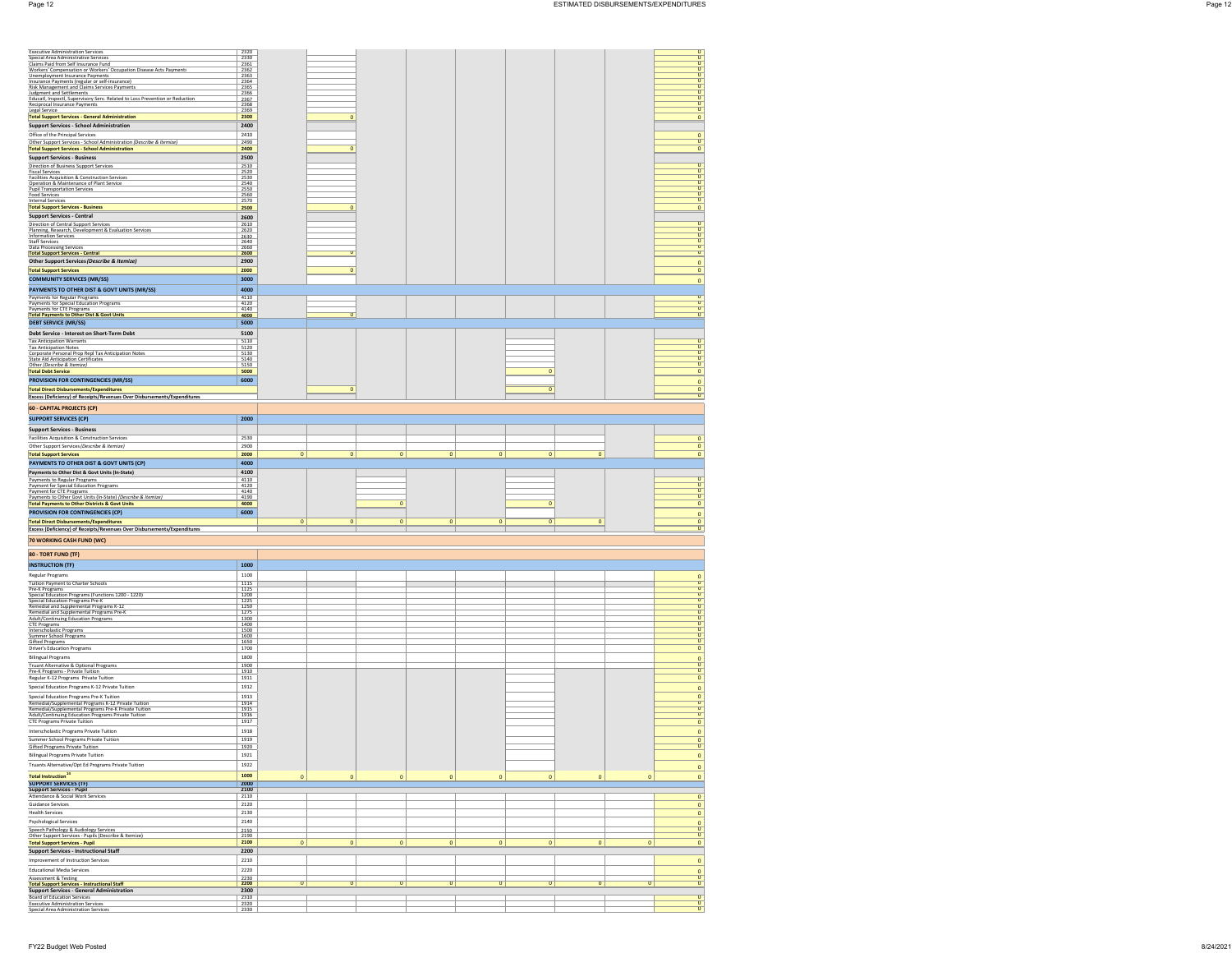| | | | | | | | | | | |
|---|---|---|---|---|---|---|---|---|---|---|
| Executive Administration Services | 2320 | | | | | | | | | 0 |
| Special Area Administrative Services | 2330 | | | | | | | | | 0 |
| Claims Paid from Self Insurance Fund | 2361 | | | | | | | | | 0 |
| Workers' Compensation or Workers' Occupation Disease Acts Payments | 2362 | | | | | | | | | 0 |
| Unemployment Insurance Payments | 2363 | | | | | | | | | 0 |
| Insurance Payments (regular or self-insurance) | 2364 | | | | | | | | | 0 |
| Risk Management and Claims Services Payments | 2365 | | | | | | | | | 0 |
| Judgment and Settlements | 2366 | | | | | | | | | 0 |
| Educatl, Inspectl, Supervisory Serv. Related to Loss Prevention or Reduction | 2367 | | | | | | | | | 0 |
| Reciprocal Insurance Payments | 2368 | | | | | | | | | 0 |
| Legal Service | 2369 | | | | | | | | | 0 |
| **Total Support Services - General Administration** | **2300** | | 0 | | | | | | | 0 |
| **Support Services - School Administration** | **2400** | | | | | | | | | |
| Office of the Principal Services | 2410 | | | | | | | | | 0 |
| Other Support Services - School Administration *(Describe & Itemize)* | 2490 | | | | | | | | | 0 |
| **Total Support Services - School Administration** | **2400** | | 0 | | | | | | | 0 |
| **Support Services - Business** | **2500** | | | | | | | | | |
| Direction of Business Support Services | 2510 | | | | | | | | | 0 |
| Fiscal Services | 2520 | | | | | | | | | 0 |
| Facilities Acquisition & Construction Services | 2530 | | | | | | | | | 0 |
| Operation & Maintenance of Plant Service | 2540 | | | | | | | | | 0 |
| Pupil Transportation Services | 2550 | | | | | | | | | 0 |
| Food Services | 2560 | | | | | | | | | 0 |
| Internal Services | 2570 | | | | | | | | | 0 |
| **Total Support Services - Business** | **2500** | | 0 | | | | | | | 0 |
| **Support Services - Central** | **2600** | | | | | | | | | |
| Direction of Central Support Services | 2610 | | | | | | | | | 0 |
| Planning, Research, Development & Evaluation Services | 2620 | | | | | | | | | 0 |
| Information Services | 2630 | | | | | | | | | 0 |
| Staff Services | 2640 | | | | | | | | | 0 |
| Data Processing Services | 2660 | | | | | | | | | 0 |
| **Total Support Services - Central** | **2600** | | 0 | | | | | | | 0 |
| **Other Support Services *(Describe & Itemize)*** | **2900** | | | | | | | | | 0 |
| **Total Support Services** | **2000** | | 0 | | | | | | | 0 |
| **COMMUNITY SERVICES (MR/SS)** | **3000** | | | | | | | | | 0 |
| **PAYMENTS TO OTHER DIST & GOVT UNITS (MR/SS)** | **4000** | | | | | | | | | |
| Payments for Regular Programs | 4110 | | | | | | | | | 0 |
| Payments for Special Education Programs | 4120 | | | | | | | | | 0 |
| Payments for CTE Programs | 4140 | | | | | | | | | 0 |
| **Total Payments to Other Dist & Govt Units** | **4000** | | 0 | | | | | | | 0 |
| **DEBT SERVICE (MR/SS)** | **5000** | | | | | | | | | |
| **Debt Service - Interest on Short-Term Debt** | **5100** | | | | | | | | | |
| Tax Anticipation Warrants | 5110 | | | | | | | | | 0 |
| Tax Anticipation Notes | 5120 | | | | | | | | | 0 |
| Corporate Personal Prop Repl Tax Anticipation Notes | 5130 | | | | | | | | | 0 |
| State Aid Anticipation Certificates | 5140 | | | | | | | | | 0 |
| Other *(Describe & Itemize)* | 5150 | | | | | | | | | 0 |
| **Total Debt Service** | **5000** | | | | | | 0 | | | 0 |
| **PROVISION FOR CONTINGENCIES (MR/SS)** | **6000** | | | | | | | | | 0 |
| **Total Direct Disbursements/Expenditures** | | | 0 | | | | 0 | | | 0 |
| **Excess (Deficiency) of Receipts/Revenues Over Disbursements/Expenditures** | | | | | | | | | | 0 |
| **60 - CAPITAL PROJECTS (CP)** | | | | | | | | | | |
| **SUPPORT SERVICES (CP)** | **2000** | | | | | | | | | |
| **Support Services - Business** | | | | | | | | | | |
| Facilities Acquisition & Construction Services | 2530 | | | | | | | | | 0 |
| Other Support Services *(Describe & Itemize)* | 2900 | | | | | | | | | 0 |
| **Total Support Services** | **2000** | 0 | 0 | 0 | 0 | 0 | 0 | 0 | | 0 |
| **PAYMENTS TO OTHER DIST & GOVT UNITS (CP)** | **4000** | | | | | | | | | |
| **Payments to Other Dist & Govt Units (In-State)** | **4100** | | | | | | | | | |
| Payments to Regular Programs | 4110 | | | | | | | | | 0 |
| Payment for Special Education Programs | 4120 | | | | | | | | | 0 |
| Payment for CTE Programs | 4140 | | | | | | | | | 0 |
| Payments to Other Govt Units (In-State) *(Describe & Itemize)* | 4190 | | | | | | | | | 0 |
| **Total Payments to Other Districts & Govt Units** | **4000** | | | 0 | | | 0 | | | 0 |
| **PROVISION FOR CONTINGENCIES (CP)** | **6000** | | | | | | | | | 0 |
| **Total Direct Disbursements/Expenditures** | | 0 | 0 | 0 | 0 | 0 | 0 | 0 | | 0 |
| **Excess (Deficiency) of Receipts/Revenues Over Disbursements/Expenditures** | | | | | | | | | | 0 |
| **70 WORKING CASH FUND (WC)** | | | | | | | | | | |
| **80 - TORT FUND (TF)** | | | | | | | | | | |
| **INSTRUCTION (TF)** | **1000** | | | | | | | | | |
| Regular Programs | 1100 | | | | | | | | | 0 |
| Tuition Payment to Charter Schools | 1115 | | | | | | | | | 0 |
| Pre-K Programs | 1125 | | | | | | | | | 0 |
| Special Education Programs (Functions 1200 - 1220) | 1200 | | | | | | | | | 0 |
| Special Education Programs Pre-K | 1225 | | | | | | | | | 0 |
| Remedial and Supplemental Programs K-12 | 1250 | | | | | | | | | 0 |
| Remedial and Supplemental Programs Pre-K | 1275 | | | | | | | | | 0 |
| Adult/Continuing Education Programs | 1300 | | | | | | | | | 0 |
| CTE Programs | 1400 | | | | | | | | | 0 |
| Interscholastic Programs | 1500 | | | | | | | | | 0 |
| Summer School Programs | 1600 | | | | | | | | | 0 |
| Gifted Programs | 1650 | | | | | | | | | 0 |
| Driver's Education Programs | 1700 | | | | | | | | | 0 |
| Bilingual Programs | 1800 | | | | | | | | | 0 |
| Truant Alternative & Optional Programs | 1900 | | | | | | | | | 0 |
| Pre-K Programs - Private Tuition | 1910 | | | | | | | | | 0 |
| Regular K-12 Programs Private Tuition | 1911 | | | | | | | | | 0 |
| Special Education Programs K-12 Private Tuition | 1912 | | | | | | | | | 0 |
| Special Education Programs Pre-K Tuition | 1913 | | | | | | | | | 0 |
| Remedial/Supplemental Programs K-12 Private Tuition | 1914 | | | | | | | | | 0 |
| Remedial/Supplemental Programs Pre-K Private Tuition | 1915 | | | | | | | | | 0 |
| Adult/Continuing Education Programs Private Tuition | 1916 | | | | | | | | | 0 |
| CTE Programs Private Tuition | 1917 | | | | | | | | | 0 |
| Interscholastic Programs Private Tuition | 1918 | | | | | | | | | 0 |
| Summer School Programs Private Tuition | 1919 | | | | | | | | | 0 |
| Gifted Programs Private Tuition | 1920 | | | | | | | | | 0 |
| Bilingual Programs Private Tuition | 1921 | | | | | | | | | 0 |
| Truants Alternative/Opt Ed Programs Private Tuition | 1922 | | | | | | | | | 0 |
| **Total Instruction**[14] | **1000** | 0 | 0 | 0 | 0 | 0 | 0 | 0 | 0 | 0 |
| **SUPPORT SERVICES (TF)** | **2000** | | | | | | | | | |
| **Support Services - Pupil** | **2100** | | | | | | | | | |
| Attendance & Social Work Services | 2110 | | | | | | | | | 0 |
| Guidance Services | 2120 | | | | | | | | | 0 |
| Health Services | 2130 | | | | | | | | | 0 |
| Psychological Services | 2140 | | | | | | | | | 0 |
| Speech Pathology & Audiology Services | 2150 | | | | | | | | | 0 |
| Other Support Services - Pupils (Describe & Itemize) | 2190 | | | | | | | | | 0 |
| **Total Support Services - Pupil** | **2100** | 0 | 0 | 0 | 0 | 0 | 0 | 0 | 0 | 0 |
| **Support Services - Instructional Staff** | **2200** | | | | | | | | | |
| Improvement of Instruction Services | 2210 | | | | | | | | | 0 |
| Educational Media Services | 2220 | | | | | | | | | 0 |
| Assessment & Testing | 2230 | | | | | | | | | 0 |
| **Total Support Services - Instructional Staff** | **2200** | 0 | 0 | 0 | 0 | 0 | 0 | 0 | 0 | 0 |
| **Support Services - General Administration** | **2300** | | | | | | | | | |
| Board of Education Services | 2310 | | | | | | | | | 0 |
| Executive Administration Services | 2320 | | | | | | | | | 0 |
| Special Area Administration Services | 2330 | | | | | | | | | 0 |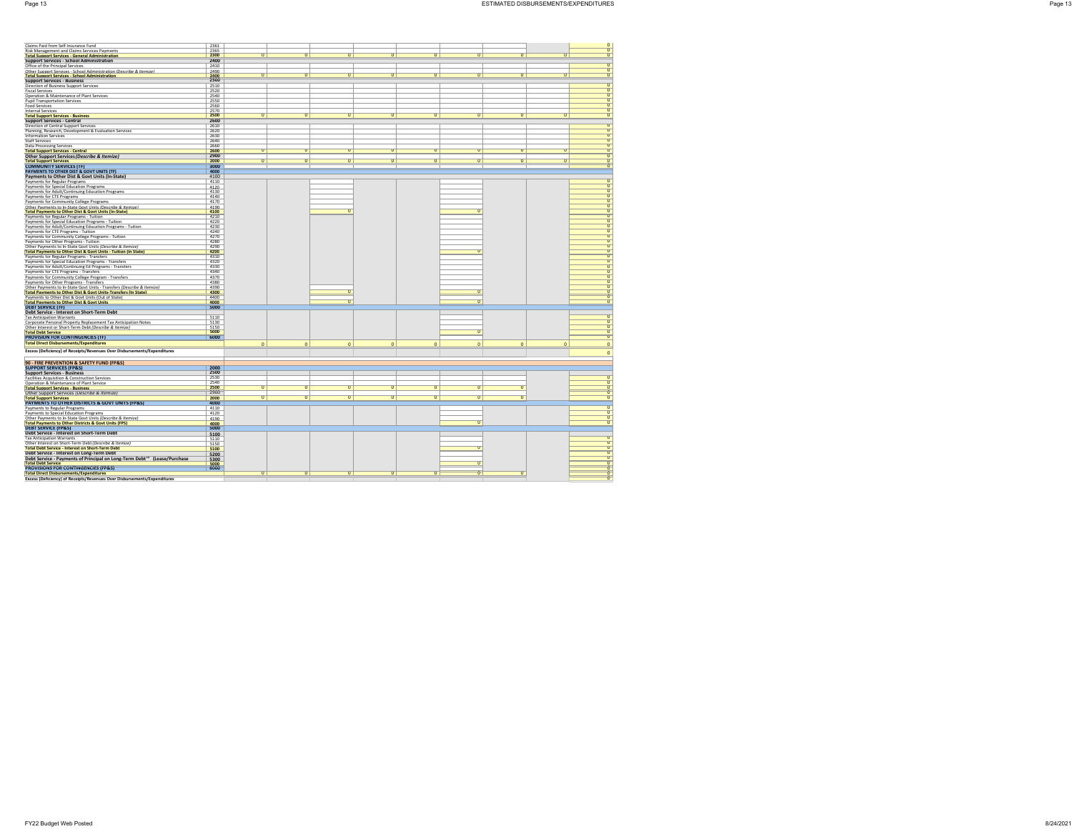| | | | | | | | | | | |
|---|---|---|---|---|---|---|---|---|---|---|
| Claims Paid from Self Insurance Fund | 2361 | | | | | | | | | 0 |
| Risk Management and Claims Services Payments | 2365 | | | | | | | | | 0 |
| **Total Support Services - General Administration** | **2300** | 0 | 0 | 0 | 0 | 0 | 0 | 0 | 0 | 0 |
| **Support Services - School Administration** | **2400** | | | | | | | | | |
| Office of the Principal Services | 2410 | | | | | | | | | 0 |
| Other Support Services - School Administration *(Describe & Itemize)* | 2490 | | | | | | | | | 0 |
| **Total Support Services - School Administration** | **2400** | 0 | 0 | 0 | 0 | 0 | 0 | 0 | 0 | 0 |
| **Support Services - Business** | **2500** | | | | | | | | | |
| Direction of Business Support Services | 2510 | | | | | | | | | 0 |
| Fiscal Services | 2520 | | | | | | | | | 0 |
| Operation & Maintenance of Plant Services | 2540 | | | | | | | | | 0 |
| Pupil Transportation Services | 2550 | | | | | | | | | 0 |
| Food Services | 2560 | | | | | | | | | 0 |
| Internal Services | 2570 | | | | | | | | | 0 |
| **Total Support Services - Business** | **2500** | 0 | 0 | 0 | 0 | 0 | 0 | 0 | 0 | 0 |
| **Support Services - Central** | **2600** | | | | | | | | | |
| Direction of Central Support Services | 2610 | | | | | | | | | 0 |
| Planning, Research, Development & Evaluation Services | 2620 | | | | | | | | | 0 |
| Information Services | 2630 | | | | | | | | | 0 |
| Staff Services | 2640 | | | | | | | | | 0 |
| Data Processing Services | 2660 | | | | | | | | | 0 |
| **Total Support Services - Central** | **2600** | 0 | 0 | 0 | 0 | 0 | 0 | 0 | 0 | 0 |
| **Other Support Services *(Describe & Itemize)*** | **2900** | | | | | | | | | 0 |
| **Total Support Services** | **2000** | 0 | 0 | 0 | 0 | 0 | 0 | 0 | 0 | 0 |
| **COMMUNITY SERVICES (TF)** | **3000** | | | | | | | | | 0 |
| **PAYMENTS TO OTHER DIST & GOVT UNITS (TF)** | **4000** | | | | | | | | | |
| **Payments to Other Dist & Govt Units (In-State)** | **4100** | | | | | | | | | |
| Payments for Regular Programs | 4110 | | | | | | | | | 0 |
| Payments for Special Education Programs | 4120 | | | | | | | | | 0 |
| Payments for Adult/Continuing Education Programs | 4130 | | | | | | | | | 0 |
| Payments for CTE Programs | 4140 | | | | | | | | | 0 |
| Payments for Community College Programs | 4170 | | | | | | | | | 0 |
| Other Payments to In-State Govt Units *(Describe & Itemize)* | 4190 | | | | | | | | | 0 |
| **Total Payments to Other Dist & Govt Units (In-State)** | **4100** | | | 0 | | | 0 | | | 0 |
| Payments for Regular Programs - Tuition | 4210 | | | | | | | | | 0 |
| Payments for Special Education Programs - Tuition | 4220 | | | | | | | | | 0 |
| Payments for Adult/Continuing Education Programs - Tuition | 4230 | | | | | | | | | 0 |
| Payments for CTE Programs - Tuition | 4240 | | | | | | | | | 0 |
| Payments for Community College Programs - Tuition | 4270 | | | | | | | | | 0 |
| Payments for Other Programs - Tuition | 4280 | | | | | | | | | 0 |
| Other Payments to In-State Govt Units *(Describe & Itemize)* | 4290 | | | | | | | | | 0 |
| **Total Payments to Other Dist & Govt Units - Tuition (In State)** | **4200** | | | | | | 0 | | | 0 |
| Payments for Regular Programs - Transfers | 4310 | | | | | | | | | 0 |
| Payments for Special Education Programs - Transfers | 4320 | | | | | | | | | 0 |
| Payments for Adult/Continuing Ed Programs - Transfers | 4330 | | | | | | | | | 0 |
| Payments for CTE Programs - Transfers | 4340 | | | | | | | | | 0 |
| Payments for Community College Program - Transfers | 4370 | | | | | | | | | 0 |
| Payments for Other Programs - Transfers | 4380 | | | | | | | | | 0 |
| Other Payments to In-State Govt Units - Transfers *(Describe & Itemize)* | 4390 | | | | | | | | | 0 |
| **Total Payments to Other Dist & Govt Units-Transfers (In State)** | **4300** | | | 0 | | | 0 | | | 0 |
| Payments to Other Dist & Govt Units (Out of State) | 4400 | | | | | | | | | 0 |
| **Total Payments to Other Dist & Govt Units** | **4000** | | | 0 | | | 0 | | | 0 |
| **DEBT SERVICE (TF)** | **5000** | | | | | | | | | |
| **Debt Service - Interest on Short-Term Debt** | | | | | | | | | | |
| Tax Anticipation Warrants | 5110 | | | | | | | | | 0 |
| Corporate Personal Property Replacement Tax Anticipation Notes | 5130 | | | | | | | | | 0 |
| Other Interest or Short-Term Debt *(Describe & Itemize)* | 5150 | | | | | | | | | 0 |
| **Total Debt Service** | **5000** | | | | | | 0 | | | 0 |
| **PROVISION FOR CONTINGENCIES (TF)** | **6000** | | | | | | | | | 0 |
| **Total Direct Disbursements/Expenditures** | | 0 | 0 | 0 | 0 | 0 | 0 | 0 | 0 | 0 |
| **Excess (Deficiency) of Receipts/Revenues Over Disbursements/Expenditures** | | | | | | | | | | 0 |
| | | | | | | | | | | |
| **90 - FIRE PREVENTION & SAFETY FUND (FP&S)** | | | | | | | | | | |
| **SUPPORT SERVICES (FP&S)** | **2000** | | | | | | | | | |
| **Support Services - Business** | **2500** | | | | | | | | | |
| Facilities Acquisition & Construction Services | 2530 | | | | | | | | | 0 |
| Operation & Maintenance of Plant Service | 2540 | | | | | | | | | 0 |
| **Total Support Services - Business** | **2500** | 0 | 0 | 0 | 0 | 0 | 0 | 0 | | 0 |
| Other Support Services *(Describe & Itemize)* | 2900 | | | | | | | | | 0 |
| **Total Support Services** | **2000** | 0 | 0 | 0 | 0 | 0 | 0 | 0 | | 0 |
| **PAYMENTS TO OTHER DISTRICTS & GOVT UNITS (FP&S)** | **4000** | | | | | | | | | |
| Payments to Regular Programs | 4110 | | | | | | | | | 0 |
| Payments to Special Education Programs | 4120 | | | | | | | | | 0 |
| Other Payments to In-State Govt Units *(Describe & Itemize)* | 4190 | | | | | | | | | 0 |
| **Total Payments to Other Districts & Govt Units (FPS)** | **4000** | | | | | | 0 | | | 0 |
| **DEBT SERVICE (FP&S)** | **5000** | | | | | | | | | |
| **Debt Service - Interest on Short-Term Debt** | **5100** | | | | | | | | | |
| Tax Anticipation Warrants | 5110 | | | | | | | | | 0 |
| Other Interest on Short-Term Debt *(Describe & Itemize)* | 5150 | | | | | | | | | 0 |
| **Total Debt Service - Interest on Short-Term Debt** | **5100** | | | | | | 0 | | | 0 |
| **Debt Service - Interest on Long-Term Debt** | **5200** | | | | | | | | | 0 |
| **Debt Service - Payments of Principal on Long-Term Debt** (Lease/Purchase** | **5300** | | | | | | | | | 0 |
| **Total Debt Service** | **5000** | | | | | | 0 | | | 0 |
| **PROVISIONS FOR CONTINGENCIES (FP&S)** | **6000** | | | | | | | | | 0 |
| **Total Direct Disbursements/Expenditures** | | 0 | 0 | 0 | 0 | 0 | 0 | 0 | | 0 |
| **Excess (Deficiency) of Receipts/Revenues Over Disbursements/Expenditures** | | | | | | | | | | |